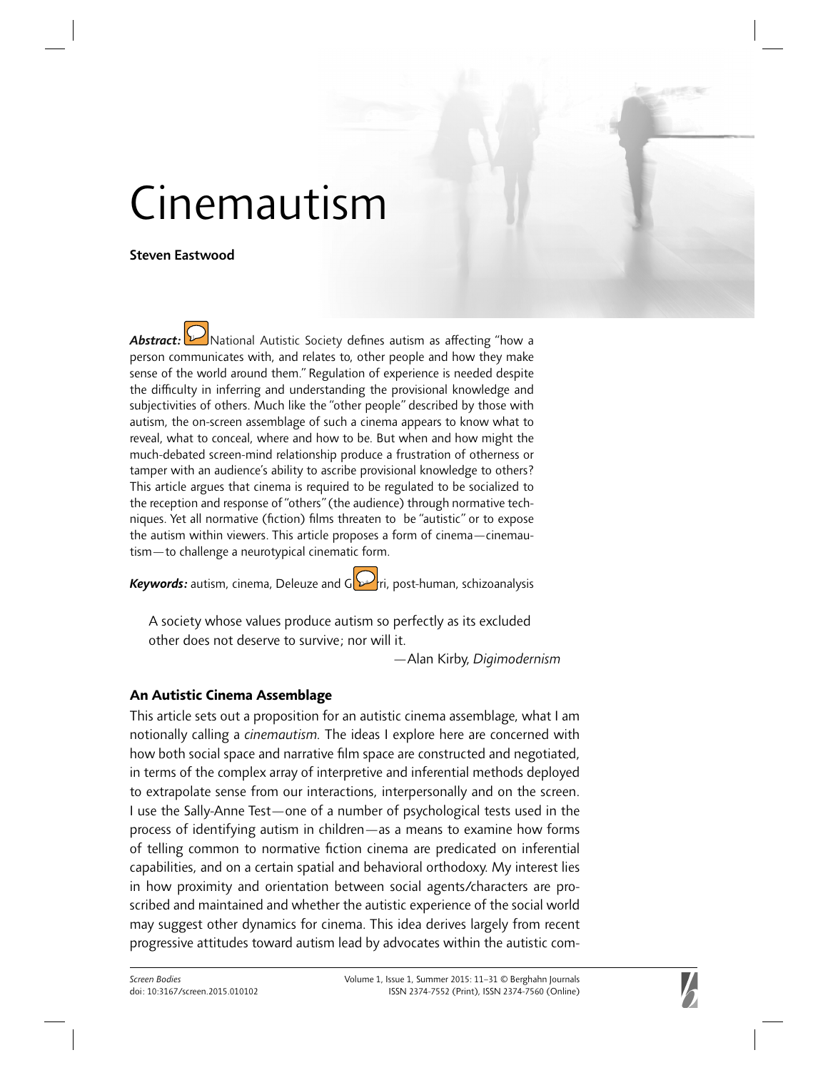# Cinemautism

**Steven Eastwood**

***Abstract:*** National Autistic Society defines autism as affecting "how a person communicates with, and relates to, other people and how they make sense of the world around them." Regulation of experience is needed despite the difficulty in inferring and understanding the provisional knowledge and subjectivities of others. Much like the "other people" described by those with autism, the on-screen assemblage of such a cinema appears to know what to reveal, what to conceal, where and how to be. But when and how might the much-debated screen-mind relationship produce a frustration of otherness or tamper with an audience's ability to ascribe provisional knowledge to others? This article argues that cinema is required to be regulated to be socialized to the reception and response of "others" (the audience) through normative techniques. Yet all normative (fiction) films threaten to be "autistic" or to expose the autism within viewers. This article proposes a form of cinema—cinemautism—to challenge a neurotypical cinematic form.

***Keywords:*** autism, cinema, Deleuze and Guattari, post-human, schizoanalysis

> A society whose values produce autism so perfectly as its excluded other does not deserve to survive; nor will it.
>
> —Alan Kirby, *Digimodernism*

## An Autistic Cinema Assemblage

This article sets out a proposition for an autistic cinema assemblage, what I am notionally calling a *cinemautism*. The ideas I explore here are concerned with how both social space and narrative film space are constructed and negotiated, in terms of the complex array of interpretive and inferential methods deployed to extrapolate sense from our interactions, interpersonally and on the screen. I use the Sally-Anne Test—one of a number of psychological tests used in the process of identifying autism in children—as a means to examine how forms of telling common to normative fiction cinema are predicated on inferential capabilities, and on a certain spatial and behavioral orthodoxy. My interest lies in how proximity and orientation between social agents/characters are proscribed and maintained and whether the autistic experience of the social world may suggest other dynamics for cinema. This idea derives largely from recent progressive attitudes toward autism lead by advocates within the autistic com-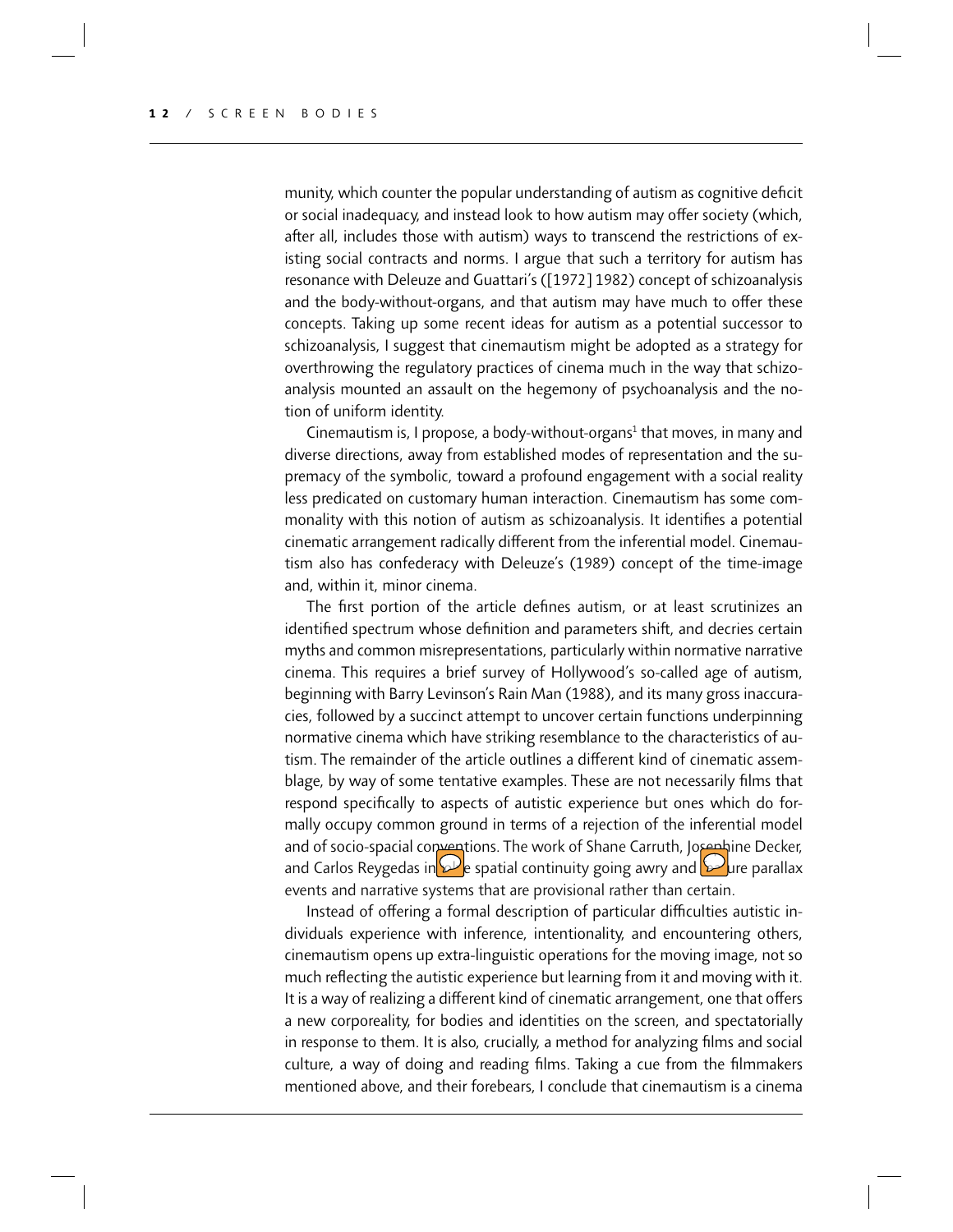munity, which counter the popular understanding of autism as cognitive deficit or social inadequacy, and instead look to how autism may offer society (which, after all, includes those with autism) ways to transcend the restrictions of existing social contracts and norms. I argue that such a territory for autism has resonance with Deleuze and Guattari's ([1972] 1982) concept of schizoanalysis and the body-without-organs, and that autism may have much to offer these concepts. Taking up some recent ideas for autism as a potential successor to schizoanalysis, I suggest that cinemautism might be adopted as a strategy for overthrowing the regulatory practices of cinema much in the way that schizoanalysis mounted an assault on the hegemony of psychoanalysis and the notion of uniform identity.

Cinemautism is, I propose, a body-without-organs[1] that moves, in many and diverse directions, away from established modes of representation and the supremacy of the symbolic, toward a profound engagement with a social reality less predicated on customary human interaction. Cinemautism has some commonality with this notion of autism as schizoanalysis. It identifies a potential cinematic arrangement radically different from the inferential model. Cinemautism also has confederacy with Deleuze's (1989) concept of the time-image and, within it, minor cinema.

The first portion of the article defines autism, or at least scrutinizes an identified spectrum whose definition and parameters shift, and decries certain myths and common misrepresentations, particularly within normative narrative cinema. This requires a brief survey of Hollywood's so-called age of autism, beginning with Barry Levinson's Rain Man (1988), and its many gross inaccuracies, followed by a succinct attempt to uncover certain functions underpinning normative cinema which have striking resemblance to the characteristics of autism. The remainder of the article outlines a different kind of cinematic assemblage, by way of some tentative examples. These are not necessarily films that respond specifically to aspects of autistic experience but ones which do formally occupy common ground in terms of a rejection of the inferential model and of socio-spacial conventions. The work of Shane Carruth, Josephine Decker, and Carlos Reygedas involve spatial continuity going awry and feature parallax events and narrative systems that are provisional rather than certain.

Instead of offering a formal description of particular difficulties autistic individuals experience with inference, intentionality, and encountering others, cinemautism opens up extra-linguistic operations for the moving image, not so much reflecting the autistic experience but learning from it and moving with it. It is a way of realizing a different kind of cinematic arrangement, one that offers a new corporeality, for bodies and identities on the screen, and spectatorially in response to them. It is also, crucially, a method for analyzing films and social culture, a way of doing and reading films. Taking a cue from the filmmakers mentioned above, and their forebears, I conclude that cinemautism is a cinema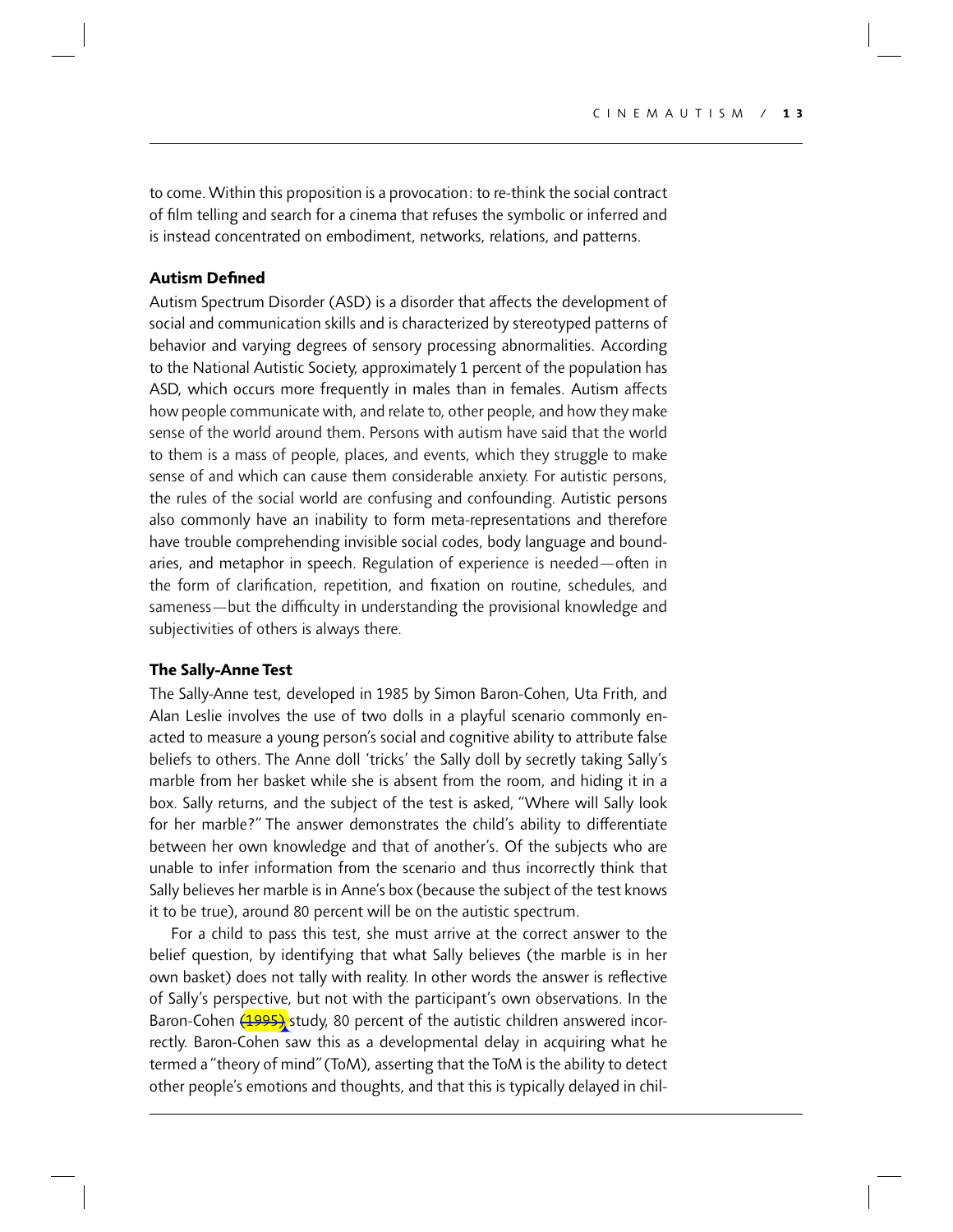to come. Within this proposition is a provocation: to re-think the social contract of film telling and search for a cinema that refuses the symbolic or inferred and is instead concentrated on embodiment, networks, relations, and patterns.

### Autism Defined

Autism Spectrum Disorder (ASD) is a disorder that affects the development of social and communication skills and is characterized by stereotyped patterns of behavior and varying degrees of sensory processing abnormalities. According to the National Autistic Society, approximately 1 percent of the population has ASD, which occurs more frequently in males than in females. Autism affects how people communicate with, and relate to, other people, and how they make sense of the world around them. Persons with autism have said that the world to them is a mass of people, places, and events, which they struggle to make sense of and which can cause them considerable anxiety. For autistic persons, the rules of the social world are confusing and confounding. Autistic persons also commonly have an inability to form meta-representations and therefore have trouble comprehending invisible social codes, body language and boundaries, and metaphor in speech. Regulation of experience is needed—often in the form of clarification, repetition, and fixation on routine, schedules, and sameness—but the difficulty in understanding the provisional knowledge and subjectivities of others is always there.

### The Sally-Anne Test

The Sally-Anne test, developed in 1985 by Simon Baron-Cohen, Uta Frith, and Alan Leslie involves the use of two dolls in a playful scenario commonly enacted to measure a young person's social and cognitive ability to attribute false beliefs to others. The Anne doll 'tricks' the Sally doll by secretly taking Sally's marble from her basket while she is absent from the room, and hiding it in a box. Sally returns, and the subject of the test is asked, "Where will Sally look for her marble?" The answer demonstrates the child's ability to differentiate between her own knowledge and that of another's. Of the subjects who are unable to infer information from the scenario and thus incorrectly think that Sally believes her marble is in Anne's box (because the subject of the test knows it to be true), around 80 percent will be on the autistic spectrum.

For a child to pass this test, she must arrive at the correct answer to the belief question, by identifying that what Sally believes (the marble is in her own basket) does not tally with reality. In other words the answer is reflective of Sally's perspective, but not with the participant's own observations. In the Baron-Cohen (1995) study, 80 percent of the autistic children answered incorrectly. Baron-Cohen saw this as a developmental delay in acquiring what he termed a "theory of mind" (ToM), asserting that the ToM is the ability to detect other people's emotions and thoughts, and that this is typically delayed in chil-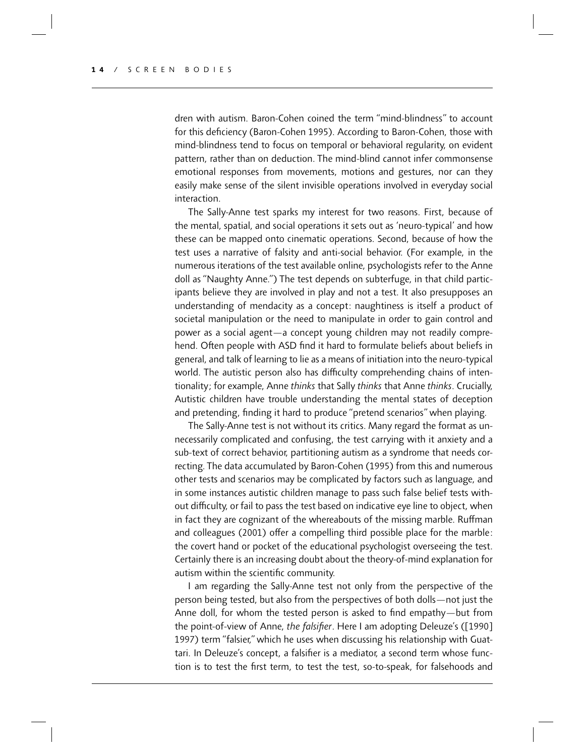dren with autism. Baron-Cohen coined the term "mind-blindness" to account for this deficiency (Baron-Cohen 1995). According to Baron-Cohen, those with mind-blindness tend to focus on temporal or behavioral regularity, on evident pattern, rather than on deduction. The mind-blind cannot infer commonsense emotional responses from movements, motions and gestures, nor can they easily make sense of the silent invisible operations involved in everyday social interaction.

The Sally-Anne test sparks my interest for two reasons. First, because of the mental, spatial, and social operations it sets out as 'neuro-typical' and how these can be mapped onto cinematic operations. Second, because of how the test uses a narrative of falsity and anti-social behavior. (For example, in the numerous iterations of the test available online, psychologists refer to the Anne doll as "Naughty Anne.") The test depends on subterfuge, in that child participants believe they are involved in play and not a test. It also presupposes an understanding of mendacity as a concept: naughtiness is itself a product of societal manipulation or the need to manipulate in order to gain control and power as a social agent—a concept young children may not readily comprehend. Often people with ASD find it hard to formulate beliefs about beliefs in general, and talk of learning to lie as a means of initiation into the neuro-typical world. The autistic person also has difficulty comprehending chains of intentionality; for example, Anne *thinks* that Sally *thinks* that Anne *thinks*. Crucially, Autistic children have trouble understanding the mental states of deception and pretending, finding it hard to produce "pretend scenarios" when playing.

The Sally-Anne test is not without its critics. Many regard the format as unnecessarily complicated and confusing, the test carrying with it anxiety and a sub-text of correct behavior, partitioning autism as a syndrome that needs correcting. The data accumulated by Baron-Cohen (1995) from this and numerous other tests and scenarios may be complicated by factors such as language, and in some instances autistic children manage to pass such false belief tests without difficulty, or fail to pass the test based on indicative eye line to object, when in fact they are cognizant of the whereabouts of the missing marble. Ruffman and colleagues (2001) offer a compelling third possible place for the marble: the covert hand or pocket of the educational psychologist overseeing the test. Certainly there is an increasing doubt about the theory-of-mind explanation for autism within the scientific community.

I am regarding the Sally-Anne test not only from the perspective of the person being tested, but also from the perspectives of both dolls—not just the Anne doll, for whom the tested person is asked to find empathy—but from the point-of-view of Anne, *the falsifier*. Here I am adopting Deleuze's ([1990] 1997) term "falsier," which he uses when discussing his relationship with Guattari. In Deleuze's concept, a falsifier is a mediator, a second term whose function is to test the first term, to test the test, so-to-speak, for falsehoods and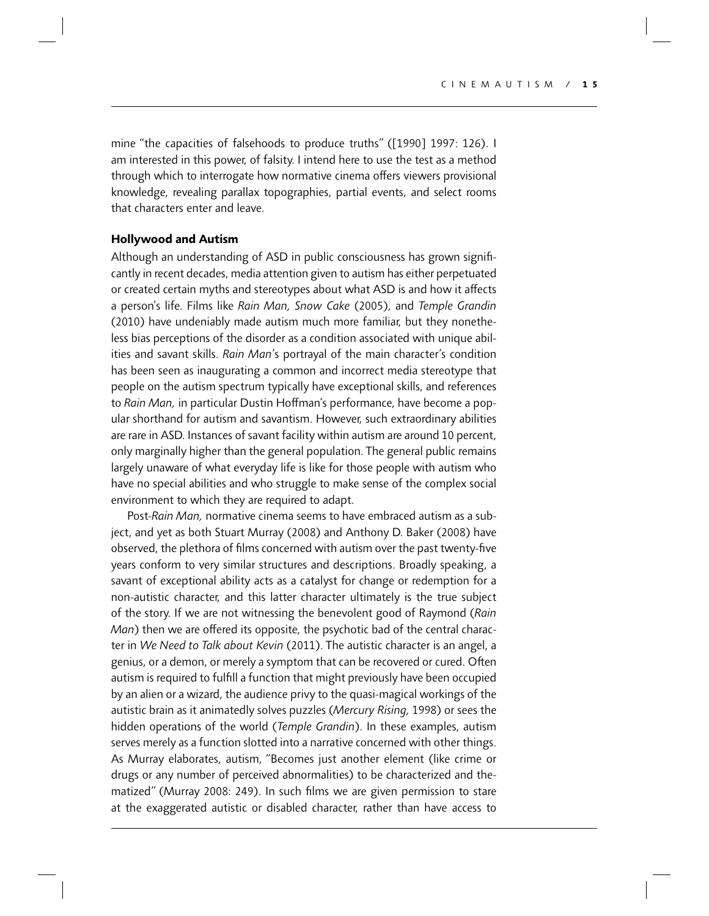mine "the capacities of falsehoods to produce truths" ([1990] 1997: 126). I am interested in this power, of falsity. I intend here to use the test as a method through which to interrogate how normative cinema offers viewers provisional knowledge, revealing parallax topographies, partial events, and select rooms that characters enter and leave.

## Hollywood and Autism

Although an understanding of ASD in public consciousness has grown significantly in recent decades, media attention given to autism has either perpetuated or created certain myths and stereotypes about what ASD is and how it affects a person's life. Films like *Rain Man, Snow Cake* (2005), and *Temple Grandin* (2010) have undeniably made autism much more familiar, but they nonetheless bias perceptions of the disorder as a condition associated with unique abilities and savant skills. *Rain Man*'s portrayal of the main character's condition has been seen as inaugurating a common and incorrect media stereotype that people on the autism spectrum typically have exceptional skills, and references to *Rain Man,* in particular Dustin Hoffman's performance, have become a popular shorthand for autism and savantism. However, such extraordinary abilities are rare in ASD. Instances of savant facility within autism are around 10 percent, only marginally higher than the general population. The general public remains largely unaware of what everyday life is like for those people with autism who have no special abilities and who struggle to make sense of the complex social environment to which they are required to adapt.

Post-*Rain Man,* normative cinema seems to have embraced autism as a subject, and yet as both Stuart Murray (2008) and Anthony D. Baker (2008) have observed, the plethora of films concerned with autism over the past twenty-five years conform to very similar structures and descriptions. Broadly speaking, a savant of exceptional ability acts as a catalyst for change or redemption for a non-autistic character, and this latter character ultimately is the true subject of the story. If we are not witnessing the benevolent good of Raymond (*Rain Man*) then we are offered its opposite, the psychotic bad of the central character in *We Need to Talk about Kevin* (2011). The autistic character is an angel, a genius, or a demon, or merely a symptom that can be recovered or cured. Often autism is required to fulfill a function that might previously have been occupied by an alien or a wizard, the audience privy to the quasi-magical workings of the autistic brain as it animatedly solves puzzles (*Mercury Rising,* 1998) or sees the hidden operations of the world (*Temple Grandin*). In these examples, autism serves merely as a function slotted into a narrative concerned with other things. As Murray elaborates, autism, "Becomes just another element (like crime or drugs or any number of perceived abnormalities) to be characterized and thematized" (Murray 2008: 249). In such films we are given permission to stare at the exaggerated autistic or disabled character, rather than have access to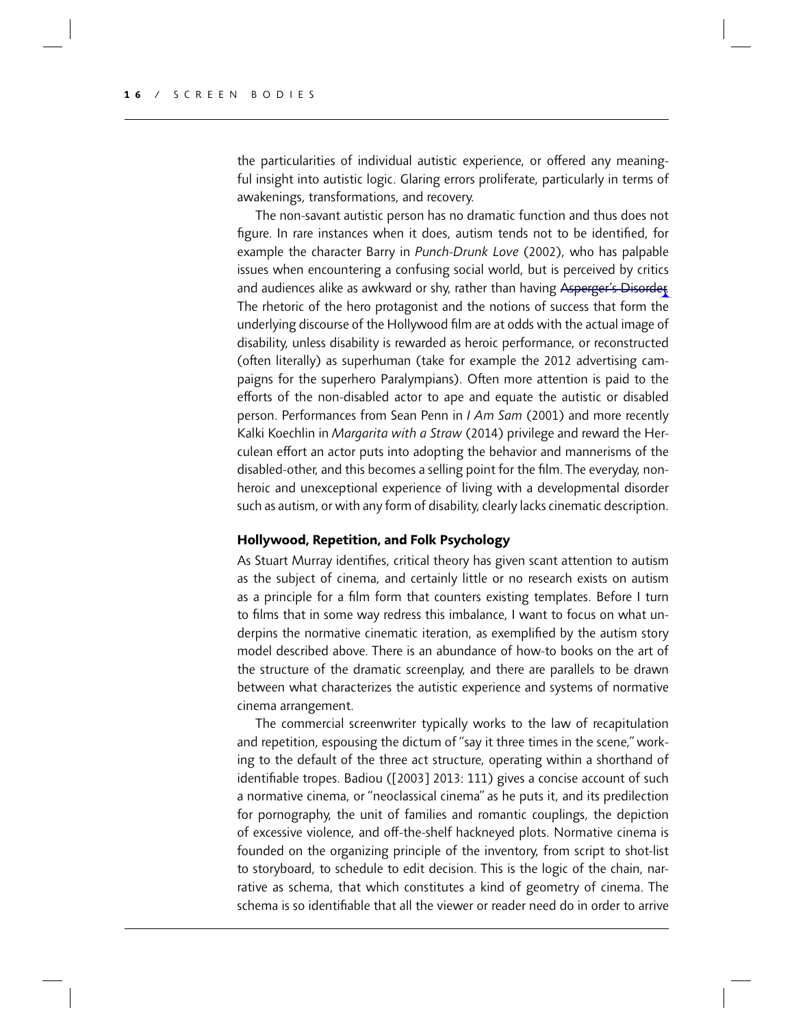the particularities of individual autistic experience, or offered any meaningful insight into autistic logic. Glaring errors proliferate, particularly in terms of awakenings, transformations, and recovery.

The non-savant autistic person has no dramatic function and thus does not figure. In rare instances when it does, autism tends not to be identified, for example the character Barry in *Punch-Drunk Love* (2002), who has palpable issues when encountering a confusing social world, but is perceived by critics and audiences alike as awkward or shy, rather than having ~~Asperger's Disorder~~. The rhetoric of the hero protagonist and the notions of success that form the underlying discourse of the Hollywood film are at odds with the actual image of disability, unless disability is rewarded as heroic performance, or reconstructed (often literally) as superhuman (take for example the 2012 advertising campaigns for the superhero Paralympians). Often more attention is paid to the efforts of the non-disabled actor to ape and equate the autistic or disabled person. Performances from Sean Penn in *I Am Sam* (2001) and more recently Kalki Koechlin in *Margarita with a Straw* (2014) privilege and reward the Herculean effort an actor puts into adopting the behavior and mannerisms of the disabled-other, and this becomes a selling point for the film. The everyday, non-heroic and unexceptional experience of living with a developmental disorder such as autism, or with any form of disability, clearly lacks cinematic description.

### Hollywood, Repetition, and Folk Psychology

As Stuart Murray identifies, critical theory has given scant attention to autism as the subject of cinema, and certainly little or no research exists on autism as a principle for a film form that counters existing templates. Before I turn to films that in some way redress this imbalance, I want to focus on what underpins the normative cinematic iteration, as exemplified by the autism story model described above. There is an abundance of how-to books on the art of the structure of the dramatic screenplay, and there are parallels to be drawn between what characterizes the autistic experience and systems of normative cinema arrangement.

The commercial screenwriter typically works to the law of recapitulation and repetition, espousing the dictum of "say it three times in the scene," working to the default of the three act structure, operating within a shorthand of identifiable tropes. Badiou ([2003] 2013: 111) gives a concise account of such a normative cinema, or "neoclassical cinema" as he puts it, and its predilection for pornography, the unit of families and romantic couplings, the depiction of excessive violence, and off-the-shelf hackneyed plots. Normative cinema is founded on the organizing principle of the inventory, from script to shot-list to storyboard, to schedule to edit decision. This is the logic of the chain, narrative as schema, that which constitutes a kind of geometry of cinema. The schema is so identifiable that all the viewer or reader need do in order to arrive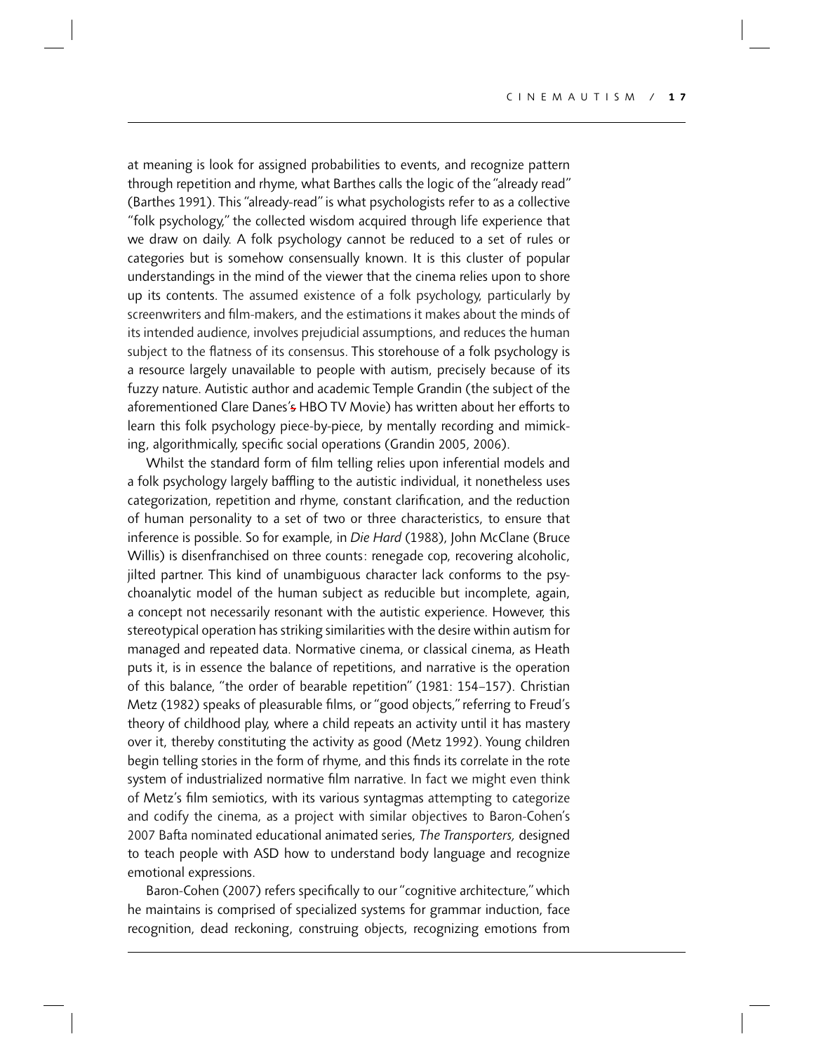at meaning is look for assigned probabilities to events, and recognize pattern through repetition and rhyme, what Barthes calls the logic of the "already read" (Barthes 1991). This "already-read" is what psychologists refer to as a collective "folk psychology," the collected wisdom acquired through life experience that we draw on daily. A folk psychology cannot be reduced to a set of rules or categories but is somehow consensually known. It is this cluster of popular understandings in the mind of the viewer that the cinema relies upon to shore up its contents. The assumed existence of a folk psychology, particularly by screenwriters and film-makers, and the estimations it makes about the minds of its intended audience, involves prejudicial assumptions, and reduces the human subject to the flatness of its consensus. This storehouse of a folk psychology is a resource largely unavailable to people with autism, precisely because of its fuzzy nature. Autistic author and academic Temple Grandin (the subject of the aforementioned Clare Danes's HBO TV Movie) has written about her efforts to learn this folk psychology piece-by-piece, by mentally recording and mimicking, algorithmically, specific social operations (Grandin 2005, 2006).

Whilst the standard form of film telling relies upon inferential models and a folk psychology largely baffling to the autistic individual, it nonetheless uses categorization, repetition and rhyme, constant clarification, and the reduction of human personality to a set of two or three characteristics, to ensure that inference is possible. So for example, in *Die Hard* (1988), John McClane (Bruce Willis) is disenfranchised on three counts: renegade cop, recovering alcoholic, jilted partner. This kind of unambiguous character lack conforms to the psychoanalytic model of the human subject as reducible but incomplete, again, a concept not necessarily resonant with the autistic experience. However, this stereotypical operation has striking similarities with the desire within autism for managed and repeated data. Normative cinema, or classical cinema, as Heath puts it, is in essence the balance of repetitions, and narrative is the operation of this balance, "the order of bearable repetition" (1981: 154–157). Christian Metz (1982) speaks of pleasurable films, or "good objects," referring to Freud's theory of childhood play, where a child repeats an activity until it has mastery over it, thereby constituting the activity as good (Metz 1992). Young children begin telling stories in the form of rhyme, and this finds its correlate in the rote system of industrialized normative film narrative. In fact we might even think of Metz's film semiotics, with its various syntagmas attempting to categorize and codify the cinema, as a project with similar objectives to Baron-Cohen's 2007 Bafta nominated educational animated series, *The Transporters,* designed to teach people with ASD how to understand body language and recognize emotional expressions.

Baron-Cohen (2007) refers specifically to our "cognitive architecture," which he maintains is comprised of specialized systems for grammar induction, face recognition, dead reckoning, construing objects, recognizing emotions from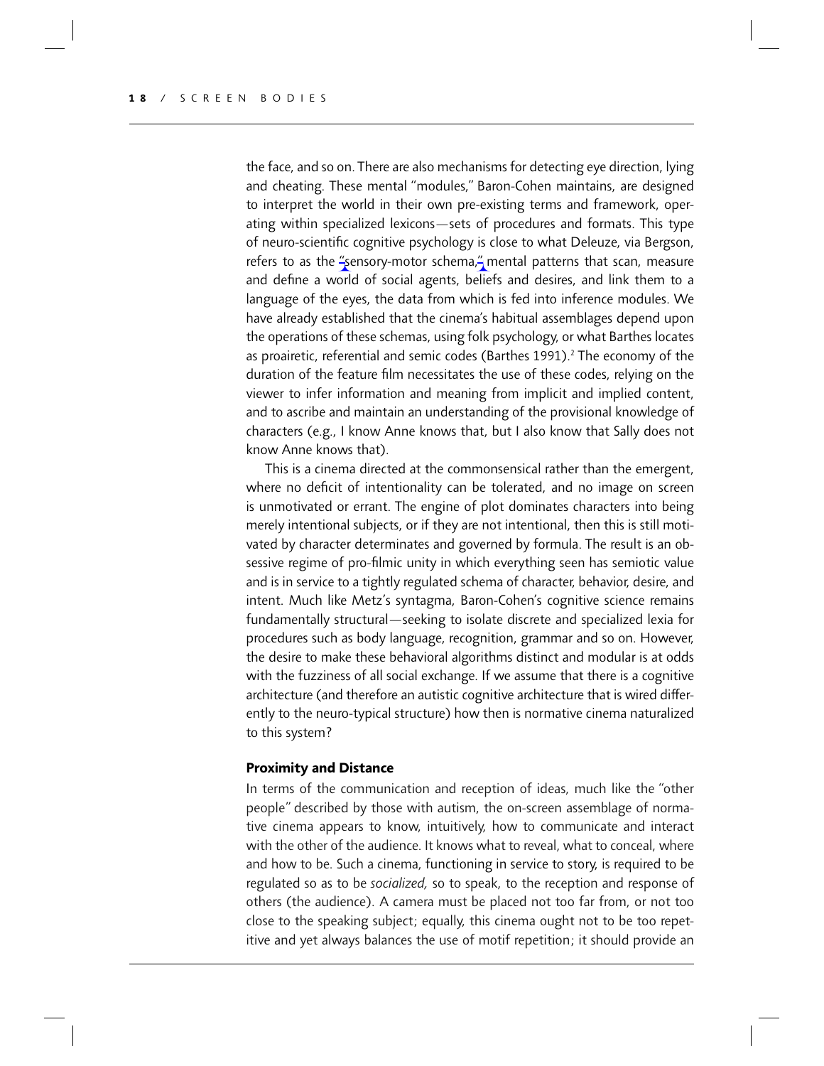the face, and so on. There are also mechanisms for detecting eye direction, lying and cheating. These mental "modules," Baron-Cohen maintains, are designed to interpret the world in their own pre-existing terms and framework, operating within specialized lexicons—sets of procedures and formats. This type of neuro-scientific cognitive psychology is close to what Deleuze, via Bergson, refers to as the "sensory-motor schema," mental patterns that scan, measure and define a world of social agents, beliefs and desires, and link them to a language of the eyes, the data from which is fed into inference modules. We have already established that the cinema's habitual assemblages depend upon the operations of these schemas, using folk psychology, or what Barthes locates as proairetic, referential and semic codes (Barthes 1991).[2] The economy of the duration of the feature film necessitates the use of these codes, relying on the viewer to infer information and meaning from implicit and implied content, and to ascribe and maintain an understanding of the provisional knowledge of characters (e.g., I know Anne knows that, but I also know that Sally does not know Anne knows that).

This is a cinema directed at the commonsensical rather than the emergent, where no deficit of intentionality can be tolerated, and no image on screen is unmotivated or errant. The engine of plot dominates characters into being merely intentional subjects, or if they are not intentional, then this is still motivated by character determinates and governed by formula. The result is an obsessive regime of pro-filmic unity in which everything seen has semiotic value and is in service to a tightly regulated schema of character, behavior, desire, and intent. Much like Metz's syntagma, Baron-Cohen's cognitive science remains fundamentally structural—seeking to isolate discrete and specialized lexia for procedures such as body language, recognition, grammar and so on. However, the desire to make these behavioral algorithms distinct and modular is at odds with the fuzziness of all social exchange. If we assume that there is a cognitive architecture (and therefore an autistic cognitive architecture that is wired differently to the neuro-typical structure) how then is normative cinema naturalized to this system?

### Proximity and Distance

In terms of the communication and reception of ideas, much like the "other people" described by those with autism, the on-screen assemblage of normative cinema appears to know, intuitively, how to communicate and interact with the other of the audience. It knows what to reveal, what to conceal, where and how to be. Such a cinema, functioning in service to story, is required to be regulated so as to be *socialized,* so to speak, to the reception and response of others (the audience). A camera must be placed not too far from, or not too close to the speaking subject; equally, this cinema ought not to be too repetitive and yet always balances the use of motif repetition; it should provide an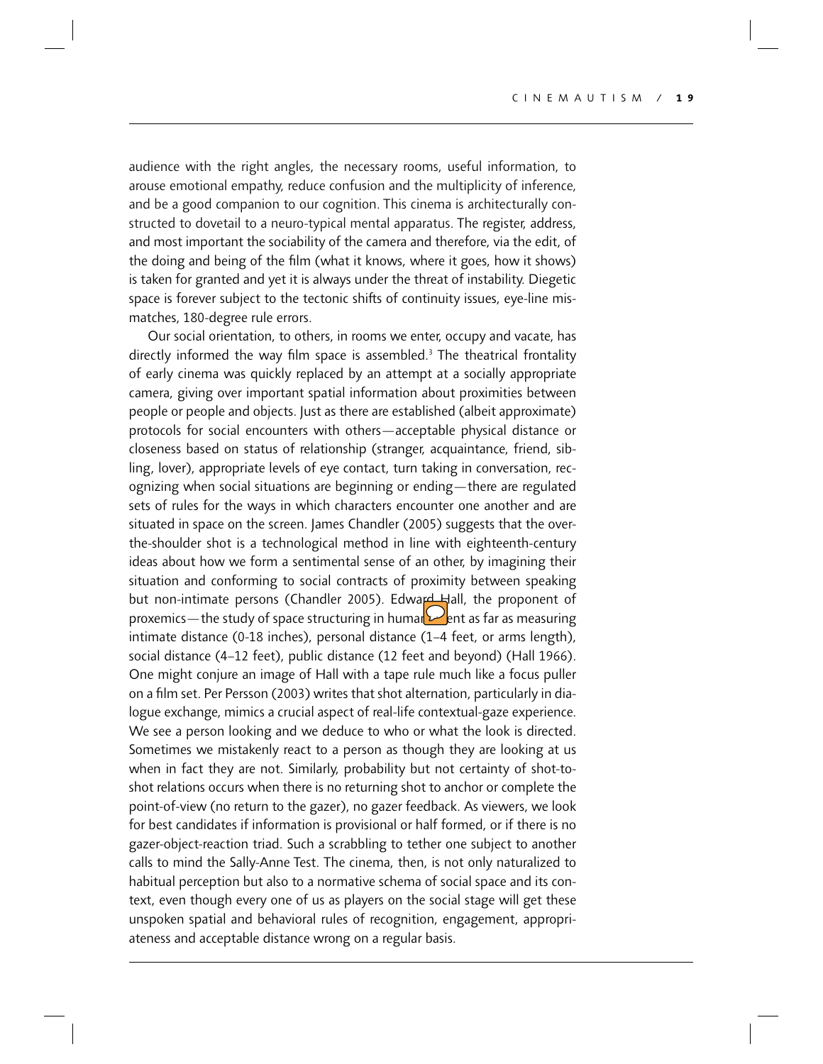audience with the right angles, the necessary rooms, useful information, to arouse emotional empathy, reduce confusion and the multiplicity of inference, and be a good companion to our cognition. This cinema is architecturally constructed to dovetail to a neuro-typical mental apparatus. The register, address, and most important the sociability of the camera and therefore, via the edit, of the doing and being of the film (what it knows, where it goes, how it shows) is taken for granted and yet it is always under the threat of instability. Diegetic space is forever subject to the tectonic shifts of continuity issues, eye-line mismatches, 180-degree rule errors.

Our social orientation, to others, in rooms we enter, occupy and vacate, has directly informed the way film space is assembled.[3] The theatrical frontality of early cinema was quickly replaced by an attempt at a socially appropriate camera, giving over important spatial information about proximities between people or people and objects. Just as there are established (albeit approximate) protocols for social encounters with others—acceptable physical distance or closeness based on status of relationship (stranger, acquaintance, friend, sibling, lover), appropriate levels of eye contact, turn taking in conversation, recognizing when social situations are beginning or ending—there are regulated sets of rules for the ways in which characters encounter one another and are situated in space on the screen. James Chandler (2005) suggests that the over-the-shoulder shot is a technological method in line with eighteenth-century ideas about how we form a sentimental sense of an other, by imagining their situation and conforming to social contracts of proximity between speaking but non-intimate persons (Chandler 2005). Edward Hall, the proponent of proxemics—the study of space structuring in humans—went as far as measuring intimate distance (0-18 inches), personal distance (1–4 feet, or arms length), social distance (4–12 feet), public distance (12 feet and beyond) (Hall 1966). One might conjure an image of Hall with a tape rule much like a focus puller on a film set. Per Persson (2003) writes that shot alternation, particularly in dialogue exchange, mimics a crucial aspect of real-life contextual-gaze experience. We see a person looking and we deduce to who or what the look is directed. Sometimes we mistakenly react to a person as though they are looking at us when in fact they are not. Similarly, probability but not certainty of shot-to-shot relations occurs when there is no returning shot to anchor or complete the point-of-view (no return to the gazer), no gazer feedback. As viewers, we look for best candidates if information is provisional or half formed, or if there is no gazer-object-reaction triad. Such a scrabbling to tether one subject to another calls to mind the Sally-Anne Test. The cinema, then, is not only naturalized to habitual perception but also to a normative schema of social space and its context, even though every one of us as players on the social stage will get these unspoken spatial and behavioral rules of recognition, engagement, appropriateness and acceptable distance wrong on a regular basis.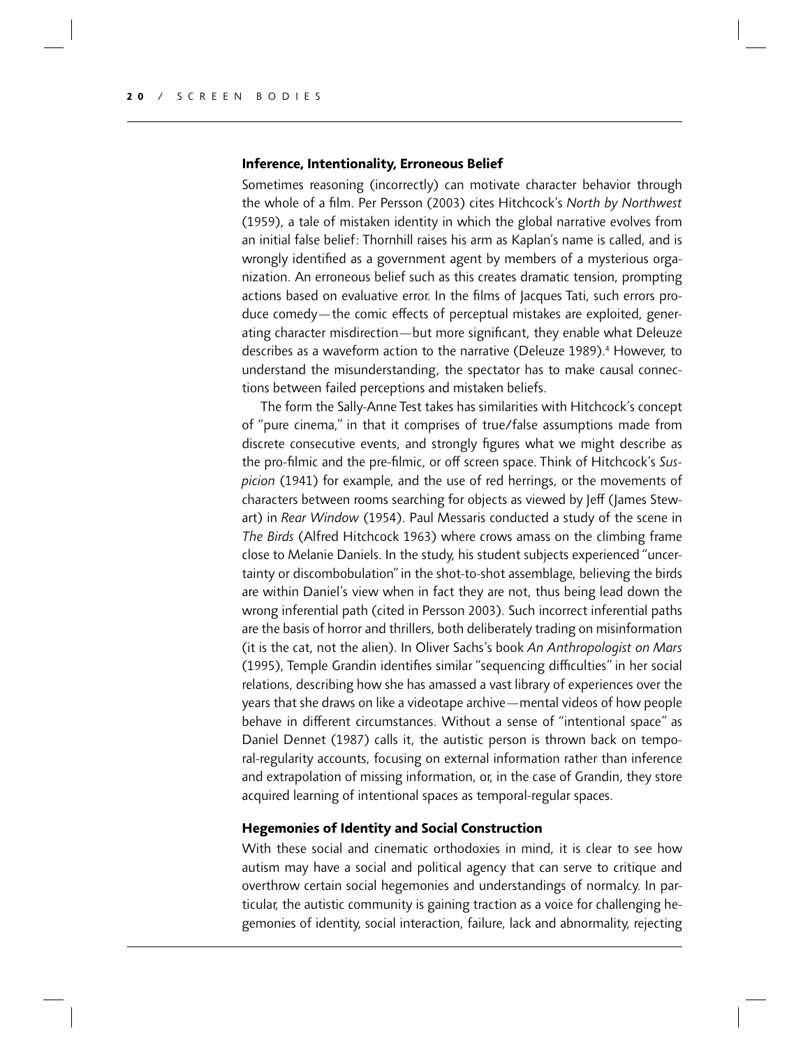## Inference, Intentionality, Erroneous Belief

Sometimes reasoning (incorrectly) can motivate character behavior through the whole of a film. Per Persson (2003) cites Hitchcock's *North by Northwest* (1959), a tale of mistaken identity in which the global narrative evolves from an initial false belief: Thornhill raises his arm as Kaplan's name is called, and is wrongly identified as a government agent by members of a mysterious organization. An erroneous belief such as this creates dramatic tension, prompting actions based on evaluative error. In the films of Jacques Tati, such errors produce comedy—the comic effects of perceptual mistakes are exploited, generating character misdirection—but more significant, they enable what Deleuze describes as a waveform action to the narrative (Deleuze 1989).[4] However, to understand the misunderstanding, the spectator has to make causal connections between failed perceptions and mistaken beliefs.

The form the Sally-Anne Test takes has similarities with Hitchcock's concept of "pure cinema," in that it comprises of true/false assumptions made from discrete consecutive events, and strongly figures what we might describe as the pro-filmic and the pre-filmic, or off screen space. Think of Hitchcock's *Suspicion* (1941) for example, and the use of red herrings, or the movements of characters between rooms searching for objects as viewed by Jeff (James Stewart) in *Rear Window* (1954). Paul Messaris conducted a study of the scene in *The Birds* (Alfred Hitchcock 1963) where crows amass on the climbing frame close to Melanie Daniels. In the study, his student subjects experienced "uncertainty or discombobulation" in the shot-to-shot assemblage, believing the birds are within Daniel's view when in fact they are not, thus being lead down the wrong inferential path (cited in Persson 2003). Such incorrect inferential paths are the basis of horror and thrillers, both deliberately trading on misinformation (it is the cat, not the alien). In Oliver Sachs's book *An Anthropologist on Mars* (1995), Temple Grandin identifies similar "sequencing difficulties" in her social relations, describing how she has amassed a vast library of experiences over the years that she draws on like a videotape archive—mental videos of how people behave in different circumstances. Without a sense of "intentional space" as Daniel Dennet (1987) calls it, the autistic person is thrown back on temporal-regularity accounts, focusing on external information rather than inference and extrapolation of missing information, or, in the case of Grandin, they store acquired learning of intentional spaces as temporal-regular spaces.

## Hegemonies of Identity and Social Construction

With these social and cinematic orthodoxies in mind, it is clear to see how autism may have a social and political agency that can serve to critique and overthrow certain social hegemonies and understandings of normalcy. In particular, the autistic community is gaining traction as a voice for challenging hegemonies of identity, social interaction, failure, lack and abnormality, rejecting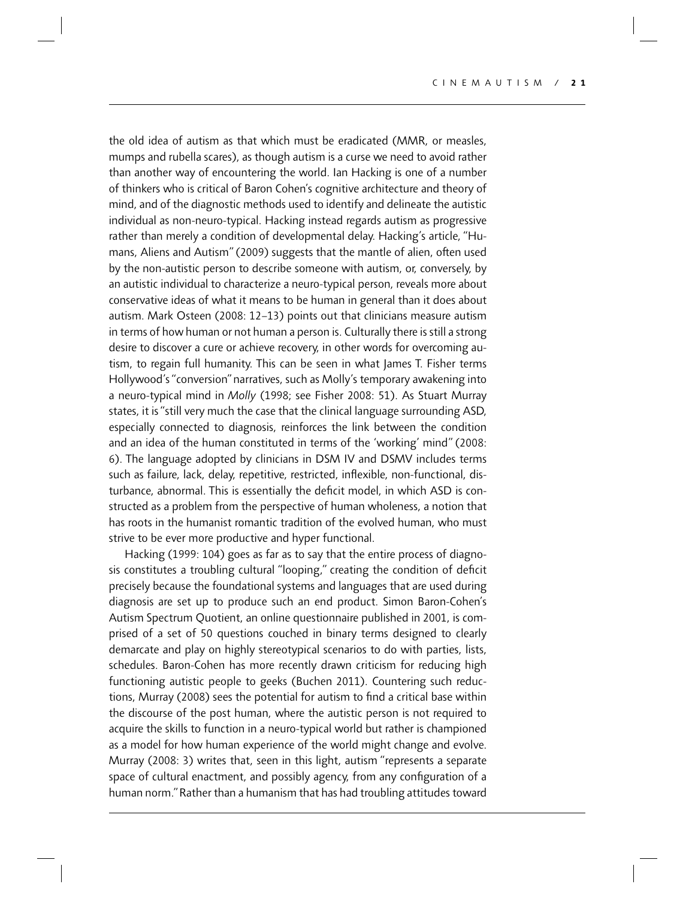the old idea of autism as that which must be eradicated (MMR, or measles, mumps and rubella scares), as though autism is a curse we need to avoid rather than another way of encountering the world. Ian Hacking is one of a number of thinkers who is critical of Baron Cohen's cognitive architecture and theory of mind, and of the diagnostic methods used to identify and delineate the autistic individual as non-neuro-typical. Hacking instead regards autism as progressive rather than merely a condition of developmental delay. Hacking's article, "Humans, Aliens and Autism" (2009) suggests that the mantle of alien, often used by the non-autistic person to describe someone with autism, or, conversely, by an autistic individual to characterize a neuro-typical person, reveals more about conservative ideas of what it means to be human in general than it does about autism. Mark Osteen (2008: 12–13) points out that clinicians measure autism in terms of how human or not human a person is. Culturally there is still a strong desire to discover a cure or achieve recovery, in other words for overcoming autism, to regain full humanity. This can be seen in what James T. Fisher terms Hollywood's "conversion" narratives, such as Molly's temporary awakening into a neuro-typical mind in *Molly* (1998; see Fisher 2008: 51). As Stuart Murray states, it is "still very much the case that the clinical language surrounding ASD, especially connected to diagnosis, reinforces the link between the condition and an idea of the human constituted in terms of the 'working' mind" (2008: 6). The language adopted by clinicians in DSM IV and DSMV includes terms such as failure, lack, delay, repetitive, restricted, inflexible, non-functional, disturbance, abnormal. This is essentially the deficit model, in which ASD is constructed as a problem from the perspective of human wholeness, a notion that has roots in the humanist romantic tradition of the evolved human, who must strive to be ever more productive and hyper functional.

Hacking (1999: 104) goes as far as to say that the entire process of diagnosis constitutes a troubling cultural "looping," creating the condition of deficit precisely because the foundational systems and languages that are used during diagnosis are set up to produce such an end product. Simon Baron-Cohen's Autism Spectrum Quotient, an online questionnaire published in 2001, is comprised of a set of 50 questions couched in binary terms designed to clearly demarcate and play on highly stereotypical scenarios to do with parties, lists, schedules. Baron-Cohen has more recently drawn criticism for reducing high functioning autistic people to geeks (Buchen 2011). Countering such reductions, Murray (2008) sees the potential for autism to find a critical base within the discourse of the post human, where the autistic person is not required to acquire the skills to function in a neuro-typical world but rather is championed as a model for how human experience of the world might change and evolve. Murray (2008: 3) writes that, seen in this light, autism "represents a separate space of cultural enactment, and possibly agency, from any configuration of a human norm." Rather than a humanism that has had troubling attitudes toward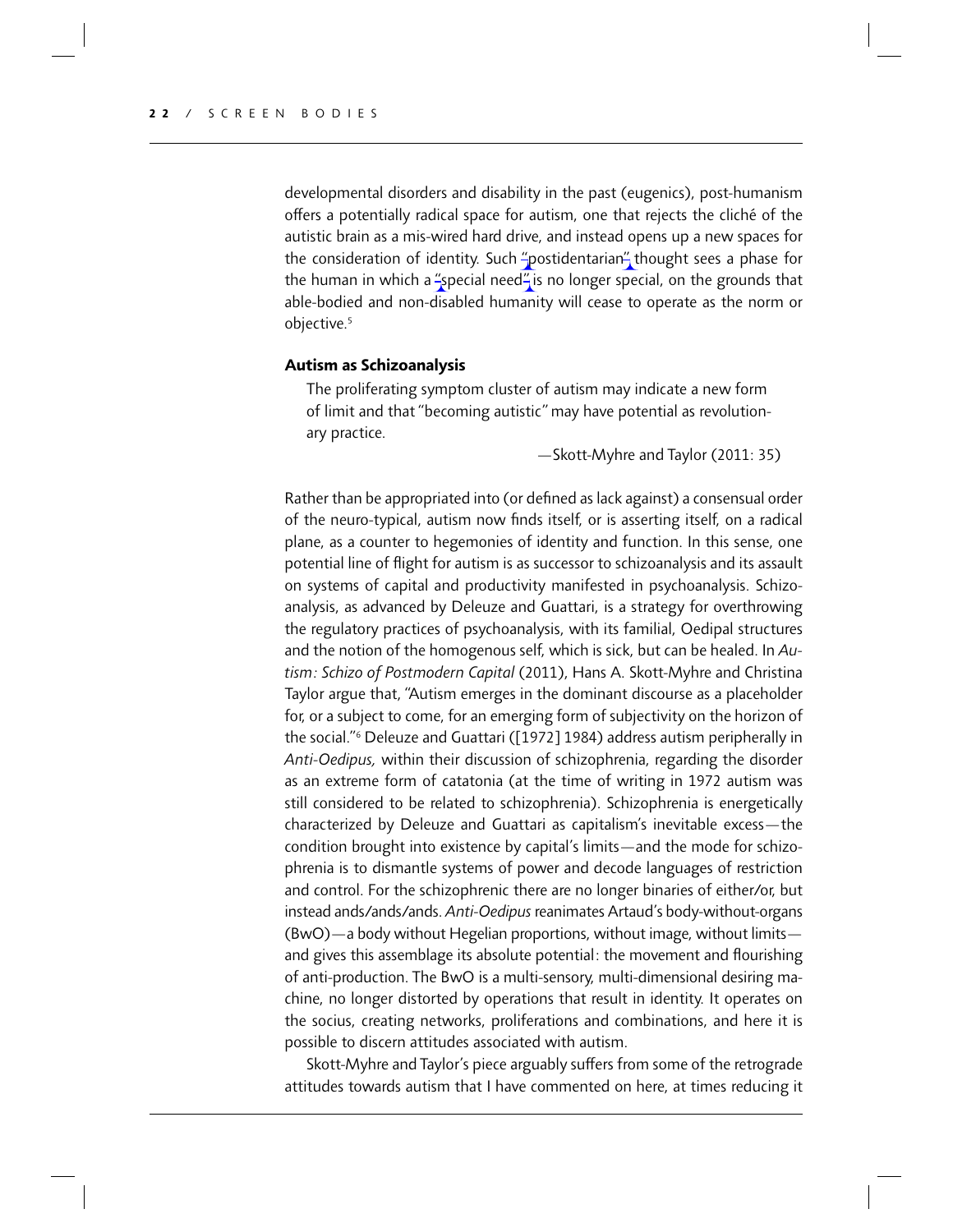developmental disorders and disability in the past (eugenics), post-humanism offers a potentially radical space for autism, one that rejects the cliché of the autistic brain as a mis-wired hard drive, and instead opens up a new spaces for the consideration of identity. Such "postidentarian" thought sees a phase for the human in which a "special need" is no longer special, on the grounds that able-bodied and non-disabled humanity will cease to operate as the norm or objective.[5]

### Autism as Schizoanalysis

> The proliferating symptom cluster of autism may indicate a new form of limit and that "becoming autistic" may have potential as revolutionary practice.
>
> —Skott-Myhre and Taylor (2011: 35)

Rather than be appropriated into (or defined as lack against) a consensual order of the neuro-typical, autism now finds itself, or is asserting itself, on a radical plane, as a counter to hegemonies of identity and function. In this sense, one potential line of flight for autism is as successor to schizoanalysis and its assault on systems of capital and productivity manifested in psychoanalysis. Schizoanalysis, as advanced by Deleuze and Guattari, is a strategy for overthrowing the regulatory practices of psychoanalysis, with its familial, Oedipal structures and the notion of the homogenous self, which is sick, but can be healed. In *Autism: Schizo of Postmodern Capital* (2011), Hans A. Skott-Myhre and Christina Taylor argue that, "Autism emerges in the dominant discourse as a placeholder for, or a subject to come, for an emerging form of subjectivity on the horizon of the social."[6] Deleuze and Guattari ([1972] 1984) address autism peripherally in *Anti-Oedipus,* within their discussion of schizophrenia, regarding the disorder as an extreme form of catatonia (at the time of writing in 1972 autism was still considered to be related to schizophrenia). Schizophrenia is energetically characterized by Deleuze and Guattari as capitalism's inevitable excess—the condition brought into existence by capital's limits—and the mode for schizophrenia is to dismantle systems of power and decode languages of restriction and control. For the schizophrenic there are no longer binaries of either/or, but instead ands/ands/ands. *Anti-Oedipus* reanimates Artaud's body-without-organs (BwO)—a body without Hegelian proportions, without image, without limits—and gives this assemblage its absolute potential: the movement and flourishing of anti-production. The BwO is a multi-sensory, multi-dimensional desiring machine, no longer distorted by operations that result in identity. It operates on the socius, creating networks, proliferations and combinations, and here it is possible to discern attitudes associated with autism.

Skott-Myhre and Taylor's piece arguably suffers from some of the retrograde attitudes towards autism that I have commented on here, at times reducing it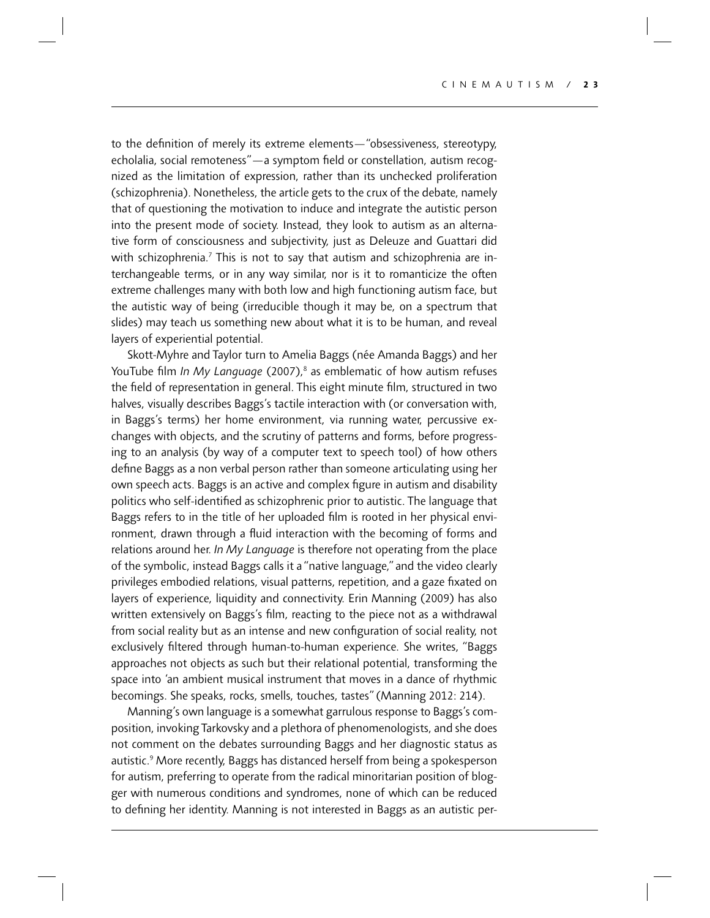to the definition of merely its extreme elements—"obsessiveness, stereotypy, echolalia, social remoteness"—a symptom field or constellation, autism recognized as the limitation of expression, rather than its unchecked proliferation (schizophrenia). Nonetheless, the article gets to the crux of the debate, namely that of questioning the motivation to induce and integrate the autistic person into the present mode of society. Instead, they look to autism as an alternative form of consciousness and subjectivity, just as Deleuze and Guattari did with schizophrenia.[7] This is not to say that autism and schizophrenia are interchangeable terms, or in any way similar, nor is it to romanticize the often extreme challenges many with both low and high functioning autism face, but the autistic way of being (irreducible though it may be, on a spectrum that slides) may teach us something new about what it is to be human, and reveal layers of experiential potential.

Skott-Myhre and Taylor turn to Amelia Baggs (née Amanda Baggs) and her YouTube film *In My Language* (2007),[8] as emblematic of how autism refuses the field of representation in general. This eight minute film, structured in two halves, visually describes Baggs's tactile interaction with (or conversation with, in Baggs's terms) her home environment, via running water, percussive exchanges with objects, and the scrutiny of patterns and forms, before progressing to an analysis (by way of a computer text to speech tool) of how others define Baggs as a non verbal person rather than someone articulating using her own speech acts. Baggs is an active and complex figure in autism and disability politics who self-identified as schizophrenic prior to autistic. The language that Baggs refers to in the title of her uploaded film is rooted in her physical environment, drawn through a fluid interaction with the becoming of forms and relations around her. *In My Language* is therefore not operating from the place of the symbolic, instead Baggs calls it a "native language," and the video clearly privileges embodied relations, visual patterns, repetition, and a gaze fixated on layers of experience, liquidity and connectivity. Erin Manning (2009) has also written extensively on Baggs's film, reacting to the piece not as a withdrawal from social reality but as an intense and new configuration of social reality, not exclusively filtered through human-to-human experience. She writes, "Baggs approaches not objects as such but their relational potential, transforming the space into 'an ambient musical instrument that moves in a dance of rhythmic becomings. She speaks, rocks, smells, touches, tastes" (Manning 2012: 214).

Manning's own language is a somewhat garrulous response to Baggs's composition, invoking Tarkovsky and a plethora of phenomenologists, and she does not comment on the debates surrounding Baggs and her diagnostic status as autistic.[9] More recently, Baggs has distanced herself from being a spokesperson for autism, preferring to operate from the radical minoritarian position of blogger with numerous conditions and syndromes, none of which can be reduced to defining her identity. Manning is not interested in Baggs as an autistic per-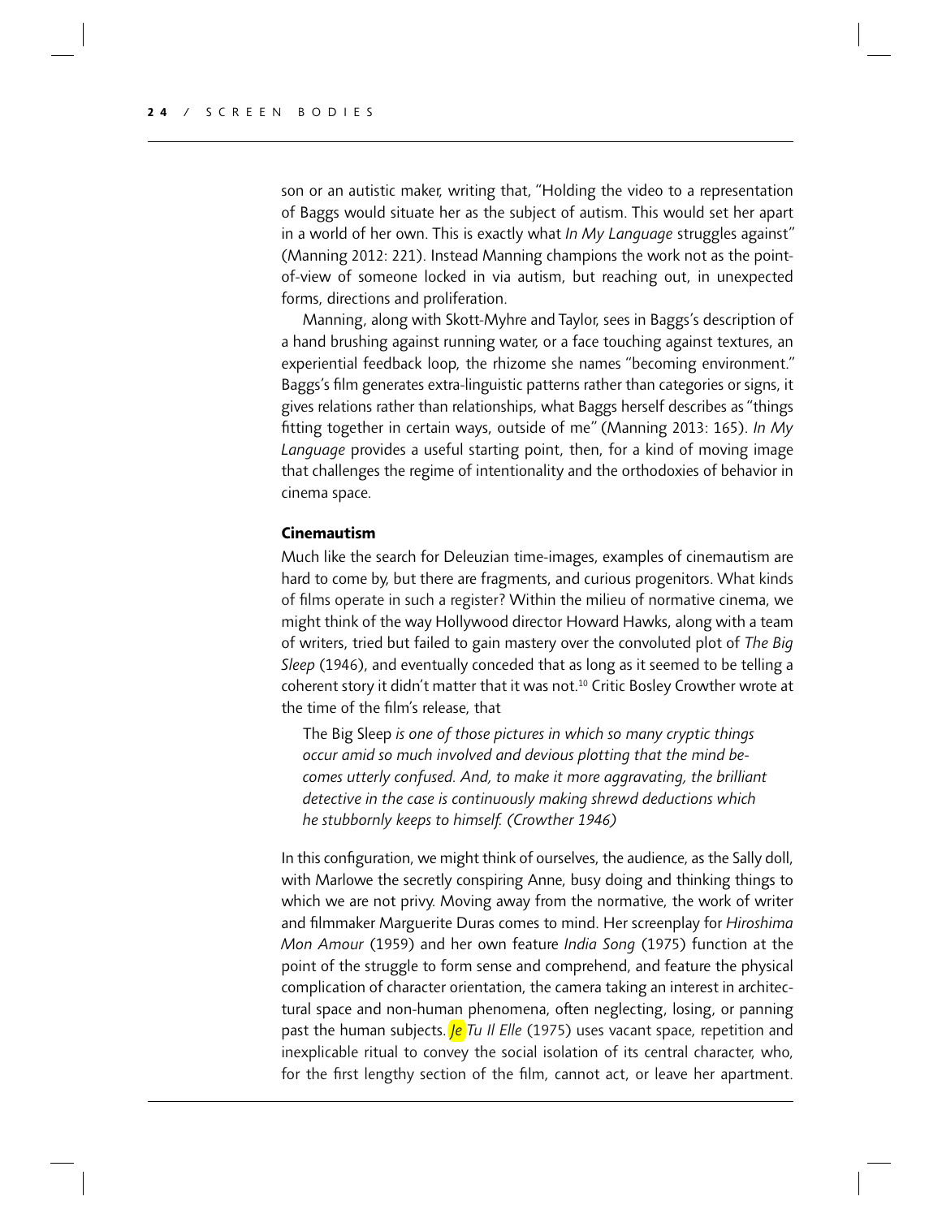son or an autistic maker, writing that, "Holding the video to a representation of Baggs would situate her as the subject of autism. This would set her apart in a world of her own. This is exactly what *In My Language* struggles against" (Manning 2012: 221). Instead Manning champions the work not as the point-of-view of someone locked in via autism, but reaching out, in unexpected forms, directions and proliferation.

Manning, along with Skott-Myhre and Taylor, sees in Baggs's description of a hand brushing against running water, or a face touching against textures, an experiential feedback loop, the rhizome she names "becoming environment." Baggs's film generates extra-linguistic patterns rather than categories or signs, it gives relations rather than relationships, what Baggs herself describes as "things fitting together in certain ways, outside of me" (Manning 2013: 165). *In My Language* provides a useful starting point, then, for a kind of moving image that challenges the regime of intentionality and the orthodoxies of behavior in cinema space.

### Cinemautism

Much like the search for Deleuzian time-images, examples of cinemautism are hard to come by, but there are fragments, and curious progenitors. What kinds of films operate in such a register? Within the milieu of normative cinema, we might think of the way Hollywood director Howard Hawks, along with a team of writers, tried but failed to gain mastery over the convoluted plot of *The Big Sleep* (1946), and eventually conceded that as long as it seemed to be telling a coherent story it didn't matter that it was not.[10] Critic Bosley Crowther wrote at the time of the film's release, that

> The Big Sleep *is one of those pictures in which so many cryptic things occur amid so much involved and devious plotting that the mind becomes utterly confused. And, to make it more aggravating, the brilliant detective in the case is continuously making shrewd deductions which he stubbornly keeps to himself. (Crowther 1946)*

In this configuration, we might think of ourselves, the audience, as the Sally doll, with Marlowe the secretly conspiring Anne, busy doing and thinking things to which we are not privy. Moving away from the normative, the work of writer and filmmaker Marguerite Duras comes to mind. Her screenplay for *Hiroshima Mon Amour* (1959) and her own feature *India Song* (1975) function at the point of the struggle to form sense and comprehend, and feature the physical complication of character orientation, the camera taking an interest in architectural space and non-human phenomena, often neglecting, losing, or panning past the human subjects. *Je Tu Il Elle* (1975) uses vacant space, repetition and inexplicable ritual to convey the social isolation of its central character, who, for the first lengthy section of the film, cannot act, or leave her apartment.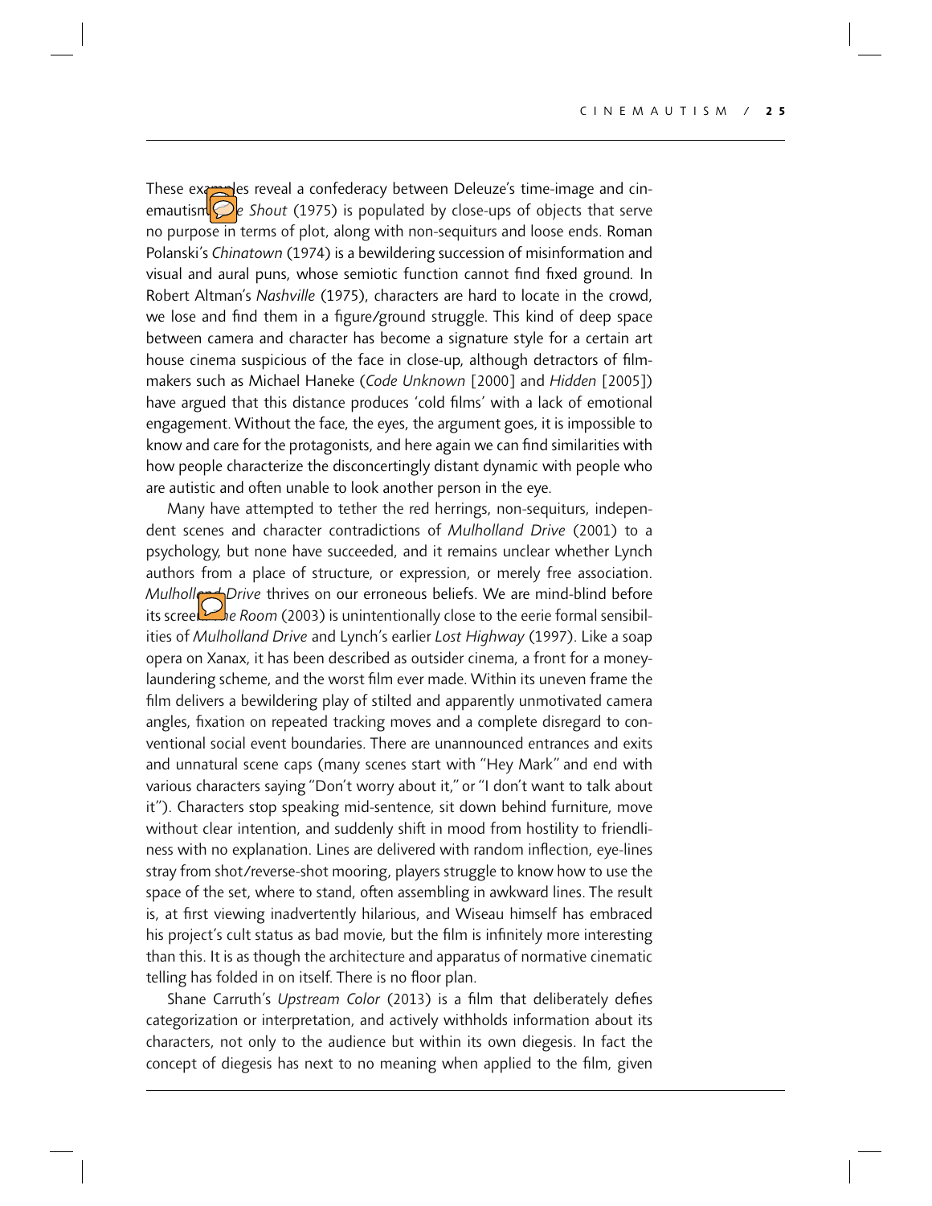These examples reveal a confederacy between Deleuze's time-image and cinemautism. *The Shout* (1975) is populated by close-ups of objects that serve no purpose in terms of plot, along with non-sequiturs and loose ends. Roman Polanski's *Chinatown* (1974) is a bewildering succession of misinformation and visual and aural puns, whose semiotic function cannot find fixed ground. In Robert Altman's *Nashville* (1975), characters are hard to locate in the crowd, we lose and find them in a figure/ground struggle. This kind of deep space between camera and character has become a signature style for a certain art house cinema suspicious of the face in close-up, although detractors of filmmakers such as Michael Haneke (*Code Unknown* [2000] and *Hidden* [2005]) have argued that this distance produces 'cold films' with a lack of emotional engagement. Without the face, the eyes, the argument goes, it is impossible to know and care for the protagonists, and here again we can find similarities with how people characterize the disconcertingly distant dynamic with people who are autistic and often unable to look another person in the eye.

Many have attempted to tether the red herrings, non-sequiturs, independent scenes and character contradictions of *Mulholland Drive* (2001) to a psychology, but none have succeeded, and it remains unclear whether Lynch authors from a place of structure, or expression, or merely free association. *Mulholland Drive* thrives on our erroneous beliefs. We are mind-blind before its screen. *The Room* (2003) is unintentionally close to the eerie formal sensibilities of *Mulholland Drive* and Lynch's earlier *Lost Highway* (1997). Like a soap opera on Xanax, it has been described as outsider cinema, a front for a money-laundering scheme, and the worst film ever made. Within its uneven frame the film delivers a bewildering play of stilted and apparently unmotivated camera angles, fixation on repeated tracking moves and a complete disregard to conventional social event boundaries. There are unannounced entrances and exits and unnatural scene caps (many scenes start with "Hey Mark" and end with various characters saying "Don't worry about it," or "I don't want to talk about it"). Characters stop speaking mid-sentence, sit down behind furniture, move without clear intention, and suddenly shift in mood from hostility to friendliness with no explanation. Lines are delivered with random inflection, eye-lines stray from shot/reverse-shot mooring, players struggle to know how to use the space of the set, where to stand, often assembling in awkward lines. The result is, at first viewing inadvertently hilarious, and Wiseau himself has embraced his project's cult status as bad movie, but the film is infinitely more interesting than this. It is as though the architecture and apparatus of normative cinematic telling has folded in on itself. There is no floor plan.

Shane Carruth's *Upstream Color* (2013) is a film that deliberately defies categorization or interpretation, and actively withholds information about its characters, not only to the audience but within its own diegesis. In fact the concept of diegesis has next to no meaning when applied to the film, given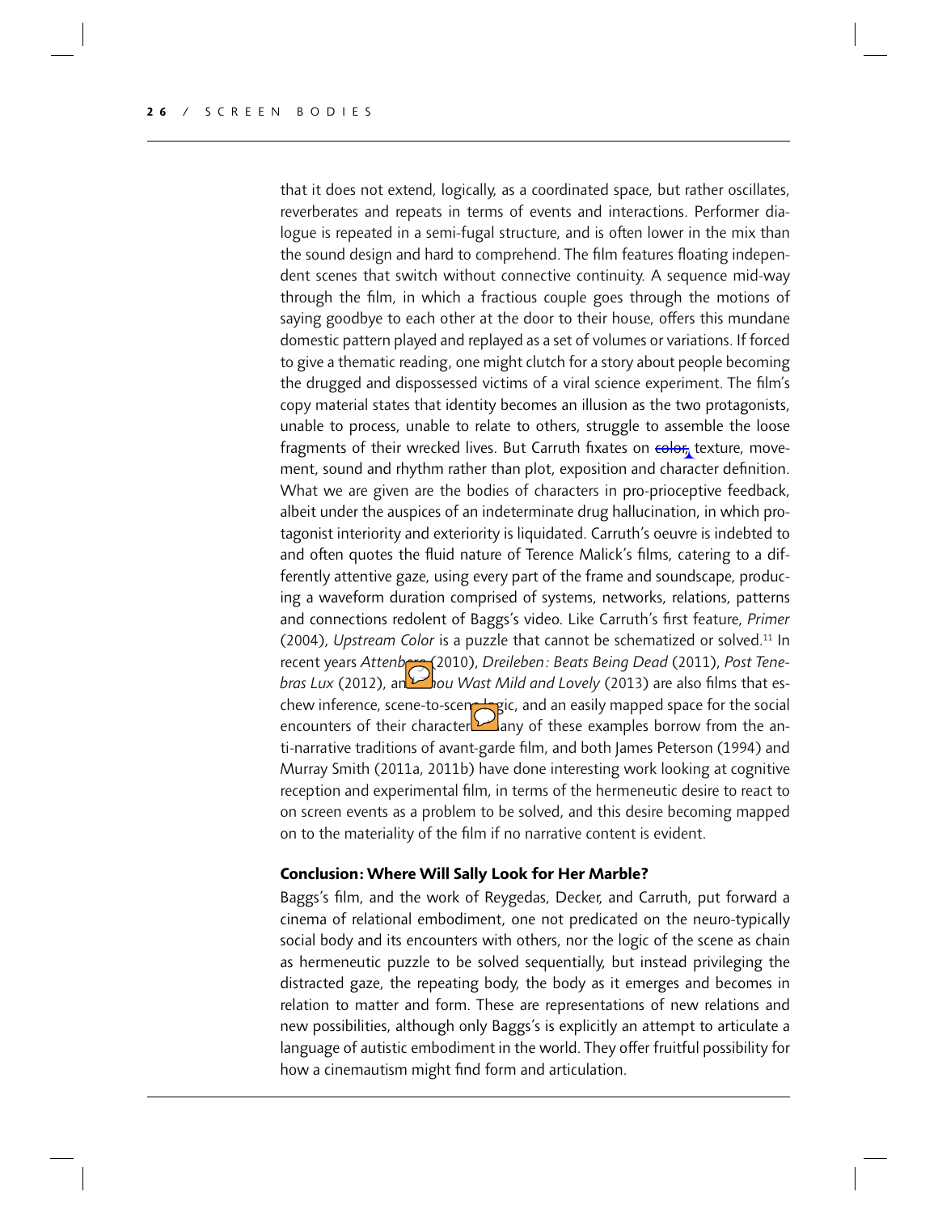that it does not extend, logically, as a coordinated space, but rather oscillates, reverberates and repeats in terms of events and interactions. Performer dialogue is repeated in a semi-fugal structure, and is often lower in the mix than the sound design and hard to comprehend. The film features floating independent scenes that switch without connective continuity. A sequence mid-way through the film, in which a fractious couple goes through the motions of saying goodbye to each other at the door to their house, offers this mundane domestic pattern played and replayed as a set of volumes or variations. If forced to give a thematic reading, one might clutch for a story about people becoming the drugged and dispossessed victims of a viral science experiment. The film's copy material states that identity becomes an illusion as the two protagonists, unable to process, unable to relate to others, struggle to assemble the loose fragments of their wrecked lives. But Carruth fixates on color, texture, movement, sound and rhythm rather than plot, exposition and character definition. What we are given are the bodies of characters in pro-prioceptive feedback, albeit under the auspices of an indeterminate drug hallucination, in which protagonist interiority and exteriority is liquidated. Carruth's oeuvre is indebted to and often quotes the fluid nature of Terence Malick's films, catering to a differently attentive gaze, using every part of the frame and soundscape, producing a waveform duration comprised of systems, networks, relations, patterns and connections redolent of Baggs's video. Like Carruth's first feature, *Primer* (2004), *Upstream Color* is a puzzle that cannot be schematized or solved.[11] In recent years *Attenberg* (2010), *Dreileben: Beats Being Dead* (2011), *Post Tenebras Lux* (2012), and *Thou Wast Mild and Lovely* (2013) are also films that eschew inference, scene-to-scene logic, and an easily mapped space for the social encounters of their characters. Many of these examples borrow from the anti-narrative traditions of avant-garde film, and both James Peterson (1994) and Murray Smith (2011a, 2011b) have done interesting work looking at cognitive reception and experimental film, in terms of the hermeneutic desire to react to on screen events as a problem to be solved, and this desire becoming mapped on to the materiality of the film if no narrative content is evident.

## Conclusion: Where Will Sally Look for Her Marble?

Baggs's film, and the work of Reygedas, Decker, and Carruth, put forward a cinema of relational embodiment, one not predicated on the neuro-typically social body and its encounters with others, nor the logic of the scene as chain as hermeneutic puzzle to be solved sequentially, but instead privileging the distracted gaze, the repeating body, the body as it emerges and becomes in relation to matter and form. These are representations of new relations and new possibilities, although only Baggs's is explicitly an attempt to articulate a language of autistic embodiment in the world. They offer fruitful possibility for how a cinemautism might find form and articulation.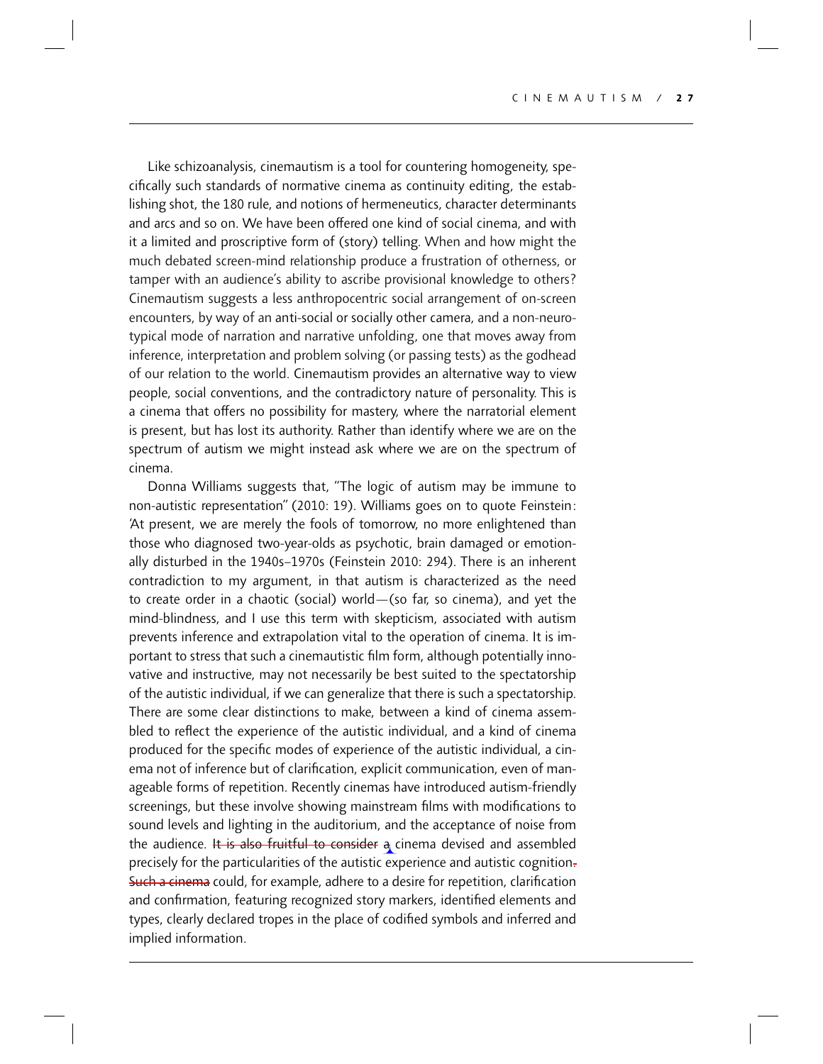Like schizoanalysis, cinemautism is a tool for countering homogeneity, specifically such standards of normative cinema as continuity editing, the establishing shot, the 180 rule, and notions of hermeneutics, character determinants and arcs and so on. We have been offered one kind of social cinema, and with it a limited and proscriptive form of (story) telling. When and how might the much debated screen-mind relationship produce a frustration of otherness, or tamper with an audience's ability to ascribe provisional knowledge to others? Cinemautism suggests a less anthropocentric social arrangement of on-screen encounters, by way of an anti-social or socially other camera, and a non-neurotypical mode of narration and narrative unfolding, one that moves away from inference, interpretation and problem solving (or passing tests) as the godhead of our relation to the world. Cinemautism provides an alternative way to view people, social conventions, and the contradictory nature of personality. This is a cinema that offers no possibility for mastery, where the narratorial element is present, but has lost its authority. Rather than identify where we are on the spectrum of autism we might instead ask where we are on the spectrum of cinema.

Donna Williams suggests that, "The logic of autism may be immune to non-autistic representation" (2010: 19). Williams goes on to quote Feinstein: 'At present, we are merely the fools of tomorrow, no more enlightened than those who diagnosed two-year-olds as psychotic, brain damaged or emotionally disturbed in the 1940s–1970s (Feinstein 2010: 294). There is an inherent contradiction to my argument, in that autism is characterized as the need to create order in a chaotic (social) world—(so far, so cinema), and yet the mind-blindness, and I use this term with skepticism, associated with autism prevents inference and extrapolation vital to the operation of cinema. It is important to stress that such a cinemautistic film form, although potentially innovative and instructive, may not necessarily be best suited to the spectatorship of the autistic individual, if we can generalize that there is such a spectatorship. There are some clear distinctions to make, between a kind of cinema assembled to reflect the experience of the autistic individual, and a kind of cinema produced for the specific modes of experience of the autistic individual, a cinema not of inference but of clarification, explicit communication, even of manageable forms of repetition. Recently cinemas have introduced autism-friendly screenings, but these involve showing mainstream films with modifications to sound levels and lighting in the auditorium, and the acceptance of noise from the audience. ~~It is also fruitful to consider~~ a cinema devised and assembled precisely for the particularities of the autistic experience and autistic cognition~~.~~ ~~Such a cinema~~ could, for example, adhere to a desire for repetition, clarification and confirmation, featuring recognized story markers, identified elements and types, clearly declared tropes in the place of codified symbols and inferred and implied information.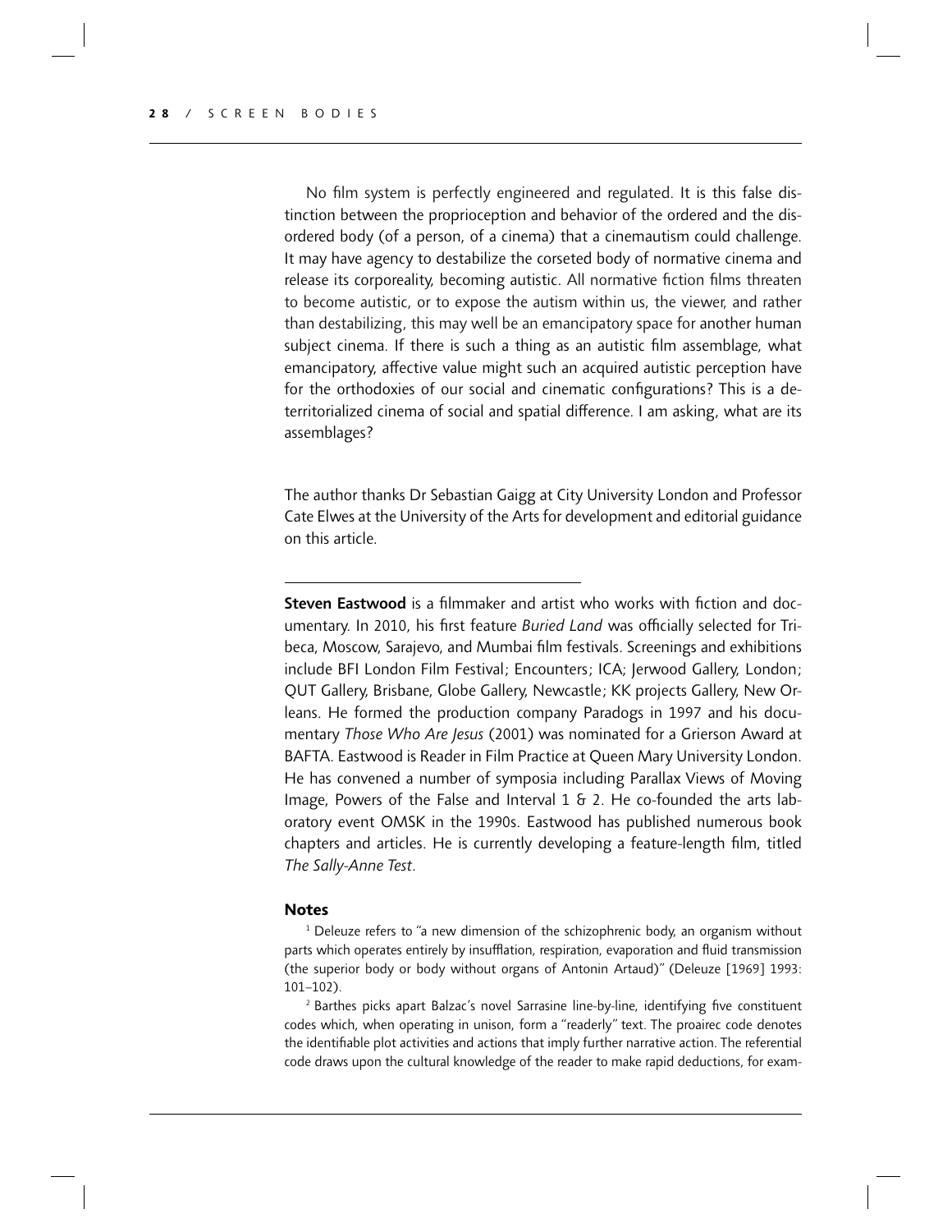No film system is perfectly engineered and regulated. It is this false distinction between the proprioception and behavior of the ordered and the disordered body (of a person, of a cinema) that a cinemautism could challenge. It may have agency to destabilize the corseted body of normative cinema and release its corporeality, becoming autistic. All normative fiction films threaten to become autistic, or to expose the autism within us, the viewer, and rather than destabilizing, this may well be an emancipatory space for another human subject cinema. If there is such a thing as an autistic film assemblage, what emancipatory, affective value might such an acquired autistic perception have for the orthodoxies of our social and cinematic configurations? This is a deterritorialized cinema of social and spatial difference. I am asking, what are its assemblages?

The author thanks Dr Sebastian Gaigg at City University London and Professor Cate Elwes at the University of the Arts for development and editorial guidance on this article.

---

**Steven Eastwood** is a filmmaker and artist who works with fiction and documentary. In 2010, his first feature *Buried Land* was officially selected for Tribeca, Moscow, Sarajevo, and Mumbai film festivals. Screenings and exhibitions include BFI London Film Festival; Encounters; ICA; Jerwood Gallery, London; QUT Gallery, Brisbane, Globe Gallery, Newcastle; KK projects Gallery, New Orleans. He formed the production company Paradogs in 1997 and his documentary *Those Who Are Jesus* (2001) was nominated for a Grierson Award at BAFTA. Eastwood is Reader in Film Practice at Queen Mary University London. He has convened a number of symposia including Parallax Views of Moving Image, Powers of the False and Interval 1 & 2. He co-founded the arts laboratory event OMSK in the 1990s. Eastwood has published numerous book chapters and articles. He is currently developing a feature-length film, titled *The Sally-Anne Test*.

## Notes

[1] Deleuze refers to "a new dimension of the schizophrenic body, an organism without parts which operates entirely by insufflation, respiration, evaporation and fluid transmission (the superior body or body without organs of Antonin Artaud)" (Deleuze [1969] 1993: 101–102).

[2] Barthes picks apart Balzac's novel Sarrasine line-by-line, identifying five constituent codes which, when operating in unison, form a "readerly" text. The proairec code denotes the identifiable plot activities and actions that imply further narrative action. The referential code draws upon the cultural knowledge of the reader to make rapid deductions, for exam-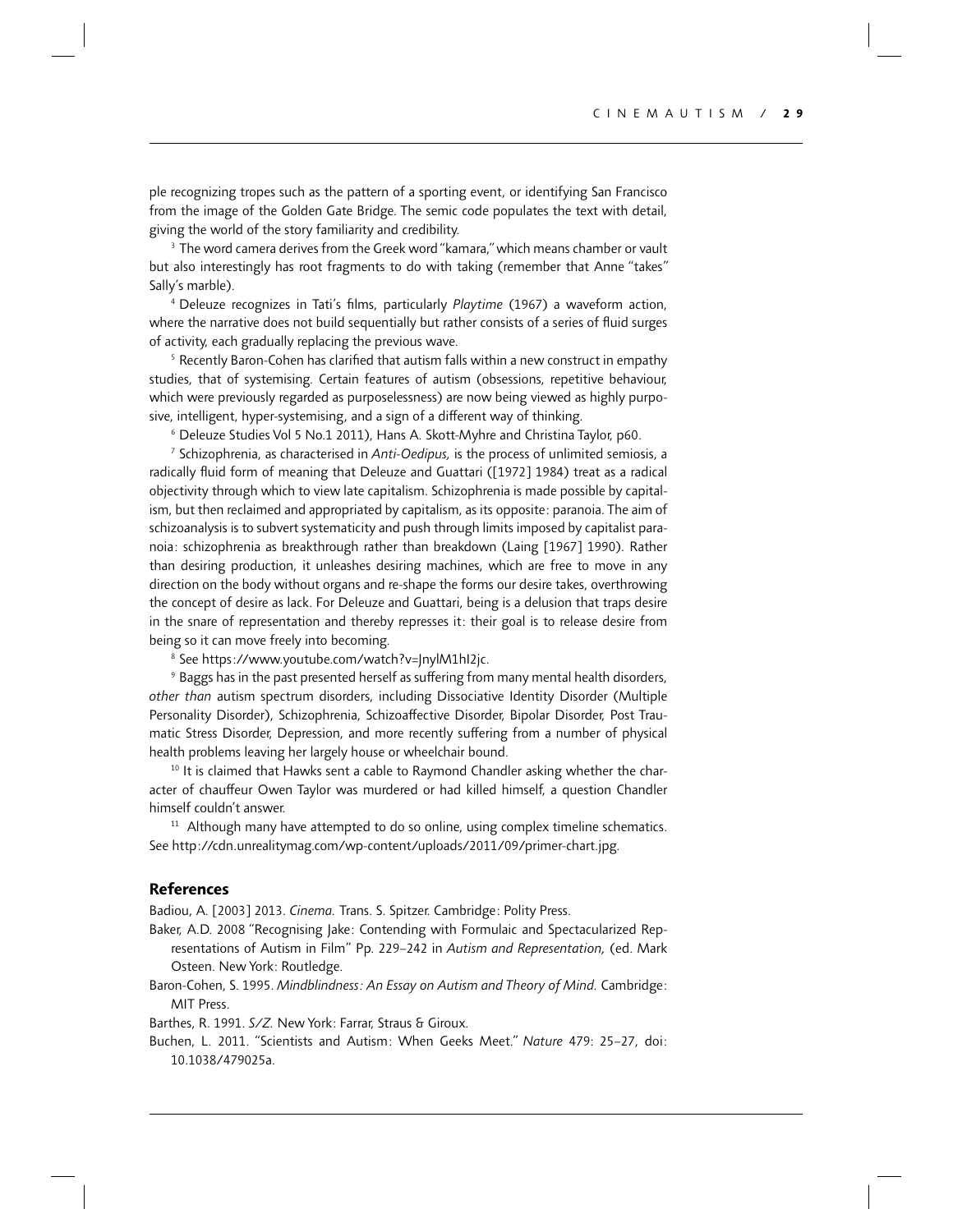ple recognizing tropes such as the pattern of a sporting event, or identifying San Francisco from the image of the Golden Gate Bridge. The semic code populates the text with detail, giving the world of the story familiarity and credibility.

[3] The word camera derives from the Greek word "kamara," which means chamber or vault but also interestingly has root fragments to do with taking (remember that Anne "takes" Sally's marble).

[4] Deleuze recognizes in Tati's films, particularly *Playtime* (1967) a waveform action, where the narrative does not build sequentially but rather consists of a series of fluid surges of activity, each gradually replacing the previous wave.

[5] Recently Baron-Cohen has clarified that autism falls within a new construct in empathy studies, that of systemising. Certain features of autism (obsessions, repetitive behaviour, which were previously regarded as purposelessness) are now being viewed as highly purposive, intelligent, hyper-systemising, and a sign of a different way of thinking.

[6] Deleuze Studies Vol 5 No.1 2011), Hans A. Skott-Myhre and Christina Taylor, p60.

[7] Schizophrenia, as characterised in *Anti-Oedipus,* is the process of unlimited semiosis, a radically fluid form of meaning that Deleuze and Guattari ([1972] 1984) treat as a radical objectivity through which to view late capitalism. Schizophrenia is made possible by capitalism, but then reclaimed and appropriated by capitalism, as its opposite: paranoia. The aim of schizoanalysis is to subvert systematicity and push through limits imposed by capitalist paranoia: schizophrenia as breakthrough rather than breakdown (Laing [1967] 1990). Rather than desiring production, it unleashes desiring machines, which are free to move in any direction on the body without organs and re-shape the forms our desire takes, overthrowing the concept of desire as lack. For Deleuze and Guattari, being is a delusion that traps desire in the snare of representation and thereby represses it: their goal is to release desire from being so it can move freely into becoming.

[8] See https://www.youtube.com/watch?v=JnylM1hI2jc.

[9] Baggs has in the past presented herself as suffering from many mental health disorders, *other than* autism spectrum disorders, including Dissociative Identity Disorder (Multiple Personality Disorder), Schizophrenia, Schizoaffective Disorder, Bipolar Disorder, Post Traumatic Stress Disorder, Depression, and more recently suffering from a number of physical health problems leaving her largely house or wheelchair bound.

[10] It is claimed that Hawks sent a cable to Raymond Chandler asking whether the character of chauffeur Owen Taylor was murdered or had killed himself, a question Chandler himself couldn't answer.

[11] Although many have attempted to do so online, using complex timeline schematics. See http://cdn.unrealitymag.com/wp-content/uploads/2011/09/primer-chart.jpg.

## References

Badiou, A. [2003] 2013. *Cinema.* Trans. S. Spitzer. Cambridge: Polity Press.

Baker, A.D. 2008 "Recognising Jake: Contending with Formulaic and Spectacularized Representations of Autism in Film" Pp. 229–242 in *Autism and Representation,* (ed. Mark Osteen. New York: Routledge.

Baron-Cohen, S. 1995. *Mindblindness: An Essay on Autism and Theory of Mind.* Cambridge: MIT Press.

Barthes, R. 1991. *S/Z.* New York: Farrar, Straus & Giroux.

Buchen, L. 2011. "Scientists and Autism: When Geeks Meet." *Nature* 479: 25–27, doi: 10.1038/479025a.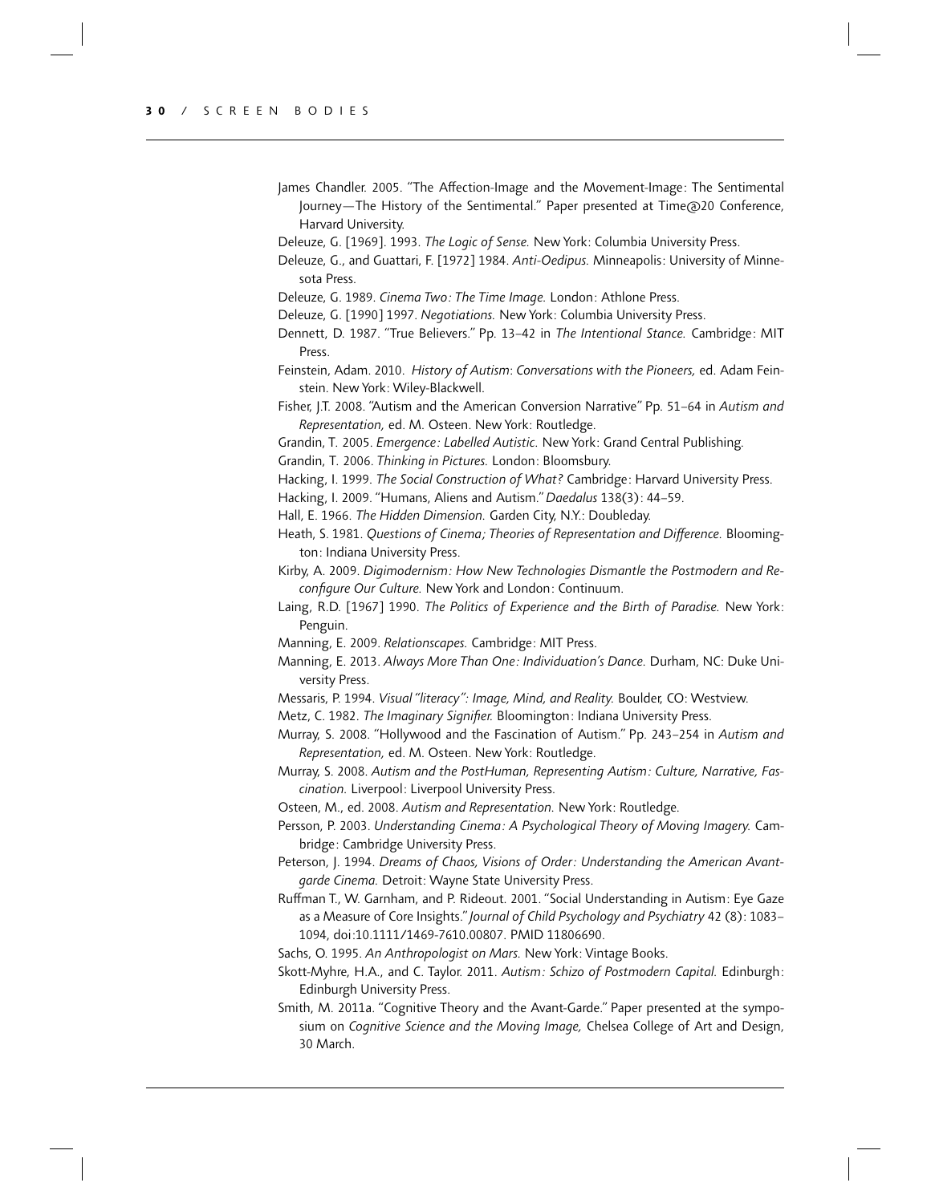James Chandler. 2005. "The Affection-Image and the Movement-Image: The Sentimental Journey—The History of the Sentimental." Paper presented at Time@20 Conference, Harvard University.

Deleuze, G. [1969]. 1993. *The Logic of Sense.* New York: Columbia University Press.

Deleuze, G., and Guattari, F. [1972] 1984. *Anti-Oedipus.* Minneapolis: University of Minnesota Press.

Deleuze, G. 1989. *Cinema Two: The Time Image.* London: Athlone Press.

Deleuze, G. [1990] 1997. *Negotiations.* New York: Columbia University Press.

Dennett, D. 1987. "True Believers." Pp. 13–42 in *The Intentional Stance.* Cambridge: MIT Press.

Feinstein, Adam. 2010. *History of Autism: Conversations with the Pioneers,* ed. Adam Feinstein. New York: Wiley-Blackwell.

Fisher, J.T. 2008. "Autism and the American Conversion Narrative" Pp. 51–64 in *Autism and Representation,* ed. M. Osteen. New York: Routledge.

Grandin, T. 2005. *Emergence: Labelled Autistic.* New York: Grand Central Publishing.

Grandin, T. 2006. *Thinking in Pictures.* London: Bloomsbury.

Hacking, I. 1999. *The Social Construction of What?* Cambridge: Harvard University Press.

Hacking, I. 2009. "Humans, Aliens and Autism." *Daedalus* 138(3): 44–59.

Hall, E. 1966. *The Hidden Dimension.* Garden City, N.Y.: Doubleday.

Heath, S. 1981. *Questions of Cinema; Theories of Representation and Difference.* Bloomington: Indiana University Press.

Kirby, A. 2009. *Digimodernism: How New Technologies Dismantle the Postmodern and Reconfigure Our Culture.* New York and London: Continuum.

Laing, R.D. [1967] 1990. *The Politics of Experience and the Birth of Paradise.* New York: Penguin.

Manning, E. 2009. *Relationscapes.* Cambridge: MIT Press.

Manning, E. 2013. *Always More Than One: Individuation's Dance.* Durham, NC: Duke University Press.

Messaris, P. 1994. *Visual "literacy": Image, Mind, and Reality.* Boulder, CO: Westview.

Metz, C. 1982. *The Imaginary Signifier.* Bloomington: Indiana University Press.

Murray, S. 2008. "Hollywood and the Fascination of Autism." Pp. 243–254 in *Autism and Representation,* ed. M. Osteen. New York: Routledge.

Murray, S. 2008. *Autism and the PostHuman, Representing Autism: Culture, Narrative, Fascination.* Liverpool: Liverpool University Press.

Osteen, M., ed. 2008. *Autism and Representation.* New York: Routledge.

Persson, P. 2003. *Understanding Cinema: A Psychological Theory of Moving Imagery.* Cambridge: Cambridge University Press.

Peterson, J. 1994. *Dreams of Chaos, Visions of Order: Understanding the American Avant-garde Cinema.* Detroit: Wayne State University Press.

Ruffman T., W. Garnham, and P. Rideout. 2001. "Social Understanding in Autism: Eye Gaze as a Measure of Core Insights." *Journal of Child Psychology and Psychiatry* 42 (8): 1083–1094, doi:10.1111/1469-7610.00807. PMID 11806690.

Sachs, O. 1995. *An Anthropologist on Mars.* New York: Vintage Books.

Skott-Myhre, H.A., and C. Taylor. 2011. *Autism: Schizo of Postmodern Capital.* Edinburgh: Edinburgh University Press.

Smith, M. 2011a. "Cognitive Theory and the Avant-Garde." Paper presented at the symposium on *Cognitive Science and the Moving Image,* Chelsea College of Art and Design, 30 March.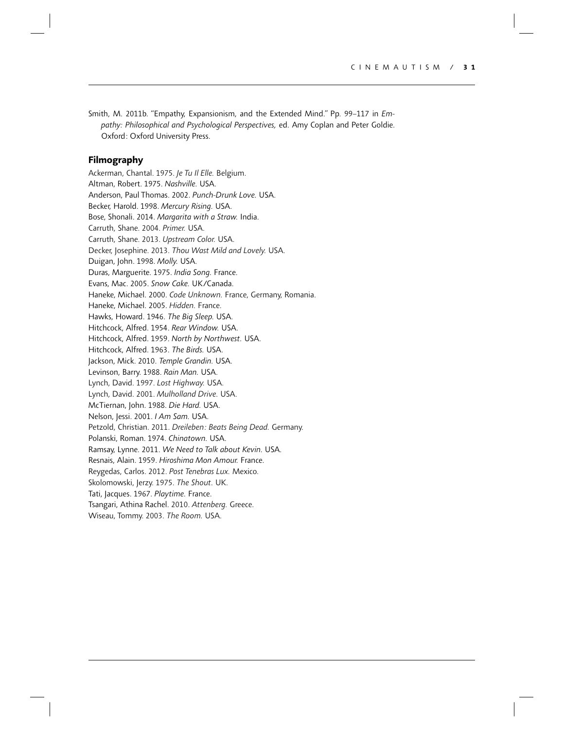Smith, M. 2011b. "Empathy, Expansionism, and the Extended Mind." Pp. 99–117 in *Empathy: Philosophical and Psychological Perspectives,* ed. Amy Coplan and Peter Goldie. Oxford: Oxford University Press.

## Filmography

Ackerman, Chantal. 1975. *Je Tu Il Elle.* Belgium.
Altman, Robert. 1975. *Nashville.* USA.
Anderson, Paul Thomas. 2002. *Punch-Drunk Love.* USA.
Becker, Harold. 1998. *Mercury Rising.* USA.
Bose, Shonali. 2014. *Margarita with a Straw.* India.
Carruth, Shane. 2004. *Primer.* USA.
Carruth, Shane. 2013. *Upstream Color.* USA.
Decker, Josephine. 2013. *Thou Wast Mild and Lovely.* USA.
Duigan, John. 1998. *Molly.* USA.
Duras, Marguerite. 1975. *India Song.* France.
Evans, Mac. 2005. *Snow Cake.* UK/Canada.
Haneke, Michael. 2000. *Code Unknown.* France, Germany, Romania.
Haneke, Michael. 2005. *Hidden.* France.
Hawks, Howard. 1946. *The Big Sleep.* USA.
Hitchcock, Alfred. 1954. *Rear Window.* USA.
Hitchcock, Alfred. 1959. *North by Northwest.* USA.
Hitchcock, Alfred. 1963. *The Birds.* USA.
Jackson, Mick. 2010. *Temple Grandin.* USA.
Levinson, Barry. 1988. *Rain Man.* USA.
Lynch, David. 1997. *Lost Highway.* USA.
Lynch, David. 2001. *Mulholland Drive.* USA.
McTiernan, John. 1988. *Die Hard.* USA.
Nelson, Jessi. 2001. *I Am Sam.* USA.
Petzold, Christian. 2011. *Dreileben: Beats Being Dead.* Germany.
Polanski, Roman. 1974. *Chinatown.* USA.
Ramsay, Lynne. 2011. *We Need to Talk about Kevin.* USA.
Resnais, Alain. 1959. *Hiroshima Mon Amour.* France.
Reygedas, Carlos. 2012. *Post Tenebras Lux.* Mexico.
Skolomowski, Jerzy. 1975. *The Shout.* UK.
Tati, Jacques. 1967. *Playtime.* France.
Tsangari, Athina Rachel. 2010. *Attenberg.* Greece.
Wiseau, Tommy. 2003. *The Room.* USA.